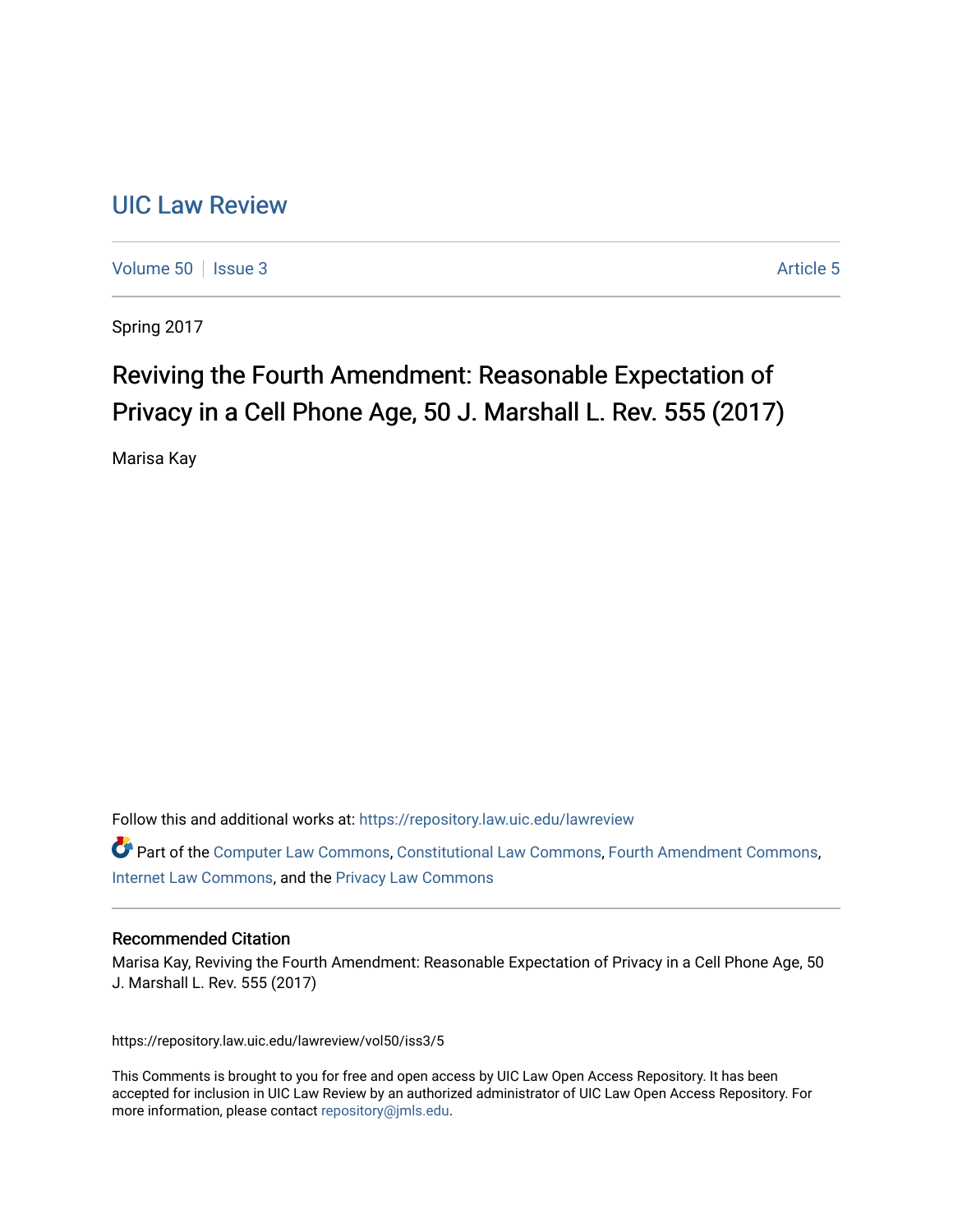# UIC Law Review

Volume 50 | Issue 3 | Article 5

Spring 2017

## Reviving the Fourth Amendment: Reasonable Expectation of Privacy in a Cell Phone Age, 50 J. Marshall L. Rev. 555 (2017)

Marisa Kay

Follow this and additional works at: https://repository.law.uic.edu/lawreview

Part of the Computer Law Commons, Constitutional Law Commons, Fourth Amendment Commons, Internet Law Commons, and the Privacy Law Commons

### Recommended Citation

Marisa Kay, Reviving the Fourth Amendment: Reasonable Expectation of Privacy in a Cell Phone Age, 50 J. Marshall L. Rev. 555 (2017)

https://repository.law.uic.edu/lawreview/vol50/iss3/5

This Comments is brought to you for free and open access by UIC Law Open Access Repository. It has been accepted for inclusion in UIC Law Review by an authorized administrator of UIC Law Open Access Repository. For more information, please contact repository@jmls.edu.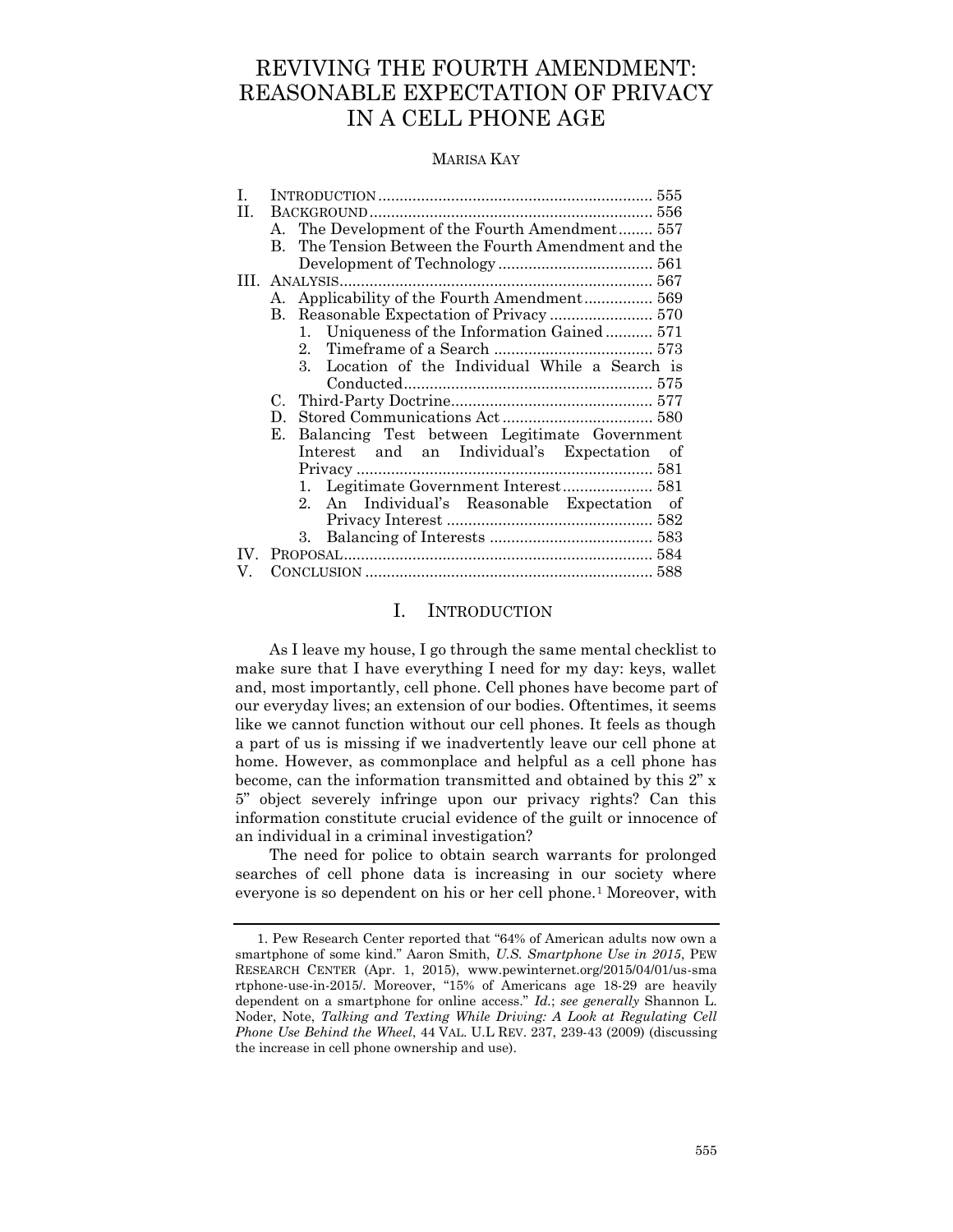# REVIVING THE FOURTH AMENDMENT: REASONABLE EXPECTATION OF PRIVACY IN A CELL PHONE AGE

MARISA KAY

| | | |
|---|---|---|
| I. | INTRODUCTION | 555 |
| II. | BACKGROUND | 556 |
| | A. The Development of the Fourth Amendment | 557 |
| | B. The Tension Between the Fourth Amendment and the Development of Technology | 561 |
| III. | ANALYSIS | 567 |
| | A. Applicability of the Fourth Amendment | 569 |
| | B. Reasonable Expectation of Privacy | 570 |
| | 1. Uniqueness of the Information Gained | 571 |
| | 2. Timeframe of a Search | 573 |
| | 3. Location of the Individual While a Search is Conducted | 575 |
| | C. Third-Party Doctrine | 577 |
| | D. Stored Communications Act | 580 |
| | E. Balancing Test between Legitimate Government Interest and an Individual's Expectation of Privacy | 581 |
| | 1. Legitimate Government Interest | 581 |
| | 2. An Individual's Reasonable Expectation of Privacy Interest | 582 |
| | 3. Balancing of Interests | 583 |
| IV. | PROPOSAL | 584 |
| V. | CONCLUSION | 588 |

## I. INTRODUCTION

As I leave my house, I go through the same mental checklist to make sure that I have everything I need for my day: keys, wallet and, most importantly, cell phone. Cell phones have become part of our everyday lives; an extension of our bodies. Oftentimes, it seems like we cannot function without our cell phones. It feels as though a part of us is missing if we inadvertently leave our cell phone at home. However, as commonplace and helpful as a cell phone has become, can the information transmitted and obtained by this 2" x 5" object severely infringe upon our privacy rights? Can this information constitute crucial evidence of the guilt or innocence of an individual in a criminal investigation?

The need for police to obtain search warrants for prolonged searches of cell phone data is increasing in our society where everyone is so dependent on his or her cell phone.[1] Moreover, with

---

1. Pew Research Center reported that "64% of American adults now own a smartphone of some kind." Aaron Smith, *U.S. Smartphone Use in 2015*, PEW RESEARCH CENTER (Apr. 1, 2015), www.pewinternet.org/2015/04/01/us-smartphone-use-in-2015/. Moreover, "15% of Americans age 18-29 are heavily dependent on a smartphone for online access." *Id.*; *see generally* Shannon L. Noder, Note, *Talking and Texting While Driving: A Look at Regulating Cell Phone Use Behind the Wheel*, 44 VAL. U.L REV. 237, 239-43 (2009) (discussing the increase in cell phone ownership and use).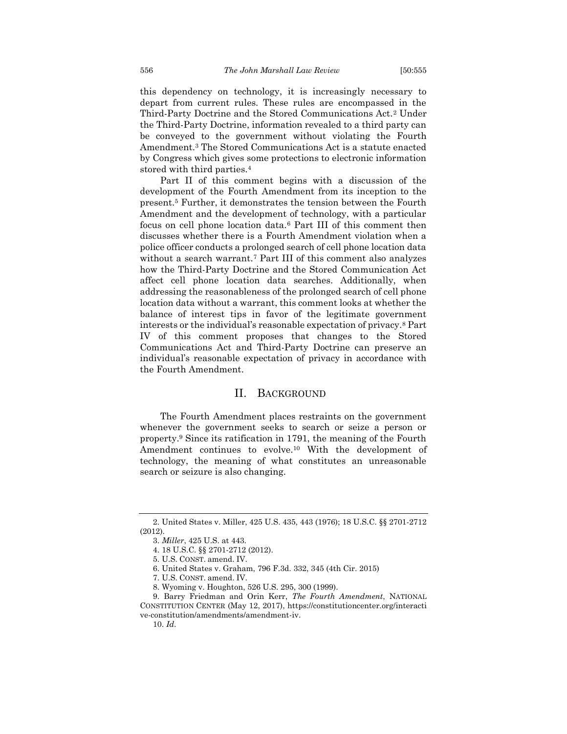this dependency on technology, it is increasingly necessary to depart from current rules. These rules are encompassed in the Third-Party Doctrine and the Stored Communications Act.[2] Under the Third-Party Doctrine, information revealed to a third party can be conveyed to the government without violating the Fourth Amendment.[3] The Stored Communications Act is a statute enacted by Congress which gives some protections to electronic information stored with third parties.[4]

Part II of this comment begins with a discussion of the development of the Fourth Amendment from its inception to the present.[5] Further, it demonstrates the tension between the Fourth Amendment and the development of technology, with a particular focus on cell phone location data.[6] Part III of this comment then discusses whether there is a Fourth Amendment violation when a police officer conducts a prolonged search of cell phone location data without a search warrant.[7] Part III of this comment also analyzes how the Third-Party Doctrine and the Stored Communication Act affect cell phone location data searches. Additionally, when addressing the reasonableness of the prolonged search of cell phone location data without a warrant, this comment looks at whether the balance of interest tips in favor of the legitimate government interests or the individual's reasonable expectation of privacy.[8] Part IV of this comment proposes that changes to the Stored Communications Act and Third-Party Doctrine can preserve an individual's reasonable expectation of privacy in accordance with the Fourth Amendment.

## II. BACKGROUND

The Fourth Amendment places restraints on the government whenever the government seeks to search or seize a person or property.[9] Since its ratification in 1791, the meaning of the Fourth Amendment continues to evolve.[10] With the development of technology, the meaning of what constitutes an unreasonable search or seizure is also changing.

---

2. United States v. Miller, 425 U.S. 435, 443 (1976); 18 U.S.C. §§ 2701-2712 (2012).

3. *Miller*, 425 U.S. at 443.

4. 18 U.S.C. §§ 2701-2712 (2012).

5. U.S. CONST. amend. IV.

6. United States v. Graham, 796 F.3d. 332, 345 (4th Cir. 2015)

7. U.S. CONST. amend. IV.

8. Wyoming v. Houghton, 526 U.S. 295, 300 (1999).

9. Barry Friedman and Orin Kerr, *The Fourth Amendment*, NATIONAL CONSTITUTION CENTER (May 12, 2017), https://constitutioncenter.org/interactive-constitution/amendments/amendment-iv.

10. *Id*.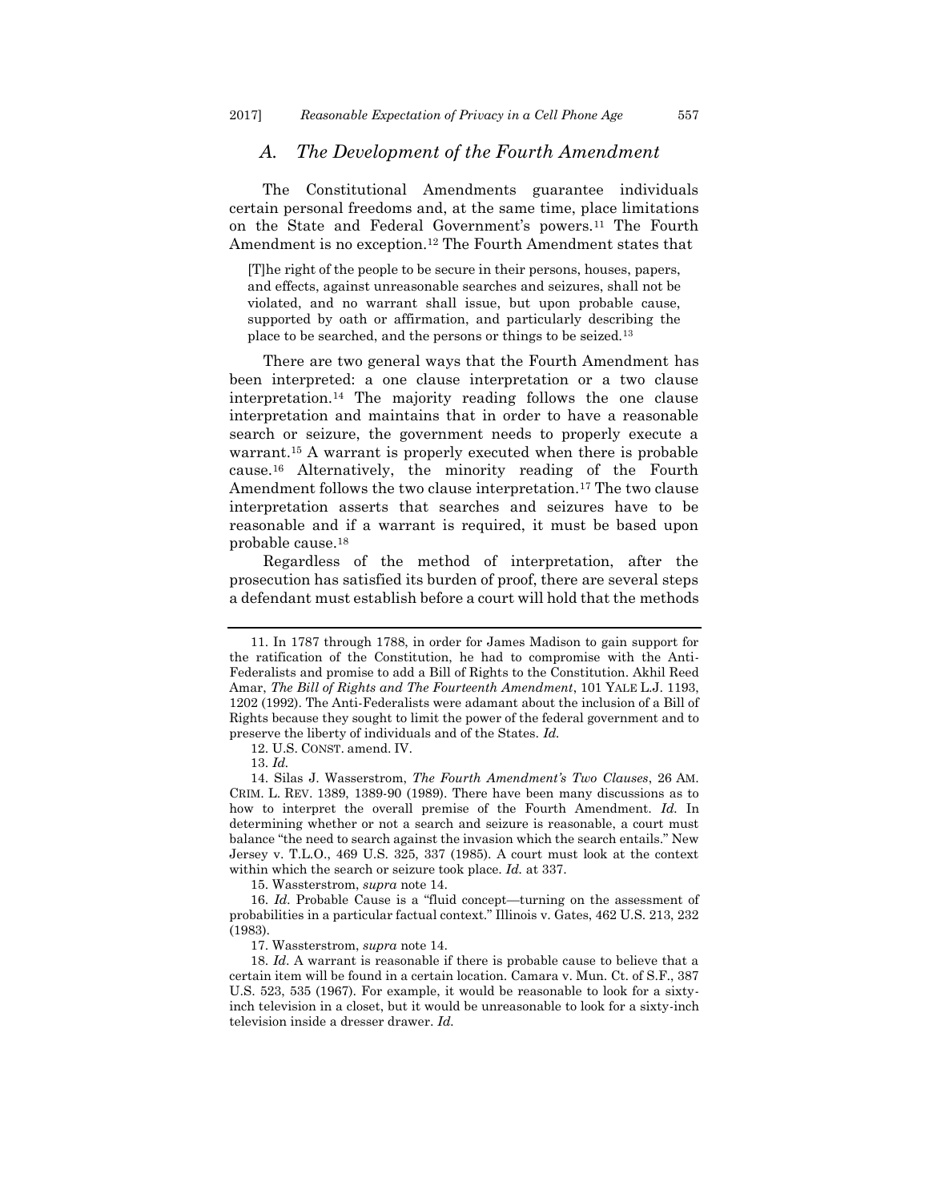## *A. The Development of the Fourth Amendment*

The Constitutional Amendments guarantee individuals certain personal freedoms and, at the same time, place limitations on the State and Federal Government's powers.[11] The Fourth Amendment is no exception.[12] The Fourth Amendment states that

> [T]he right of the people to be secure in their persons, houses, papers, and effects, against unreasonable searches and seizures, shall not be violated, and no warrant shall issue, but upon probable cause, supported by oath or affirmation, and particularly describing the place to be searched, and the persons or things to be seized.[13]

There are two general ways that the Fourth Amendment has been interpreted: a one clause interpretation or a two clause interpretation.[14] The majority reading follows the one clause interpretation and maintains that in order to have a reasonable search or seizure, the government needs to properly execute a warrant.[15] A warrant is properly executed when there is probable cause.[16] Alternatively, the minority reading of the Fourth Amendment follows the two clause interpretation.[17] The two clause interpretation asserts that searches and seizures have to be reasonable and if a warrant is required, it must be based upon probable cause.[18]

Regardless of the method of interpretation, after the prosecution has satisfied its burden of proof, there are several steps a defendant must establish before a court will hold that the methods

---

11. In 1787 through 1788, in order for James Madison to gain support for the ratification of the Constitution, he had to compromise with the Anti-Federalists and promise to add a Bill of Rights to the Constitution. Akhil Reed Amar, *The Bill of Rights and The Fourteenth Amendment*, 101 YALE L.J. 1193, 1202 (1992). The Anti-Federalists were adamant about the inclusion of a Bill of Rights because they sought to limit the power of the federal government and to preserve the liberty of individuals and of the States. *Id.*

12. U.S. CONST. amend. IV.

13. *Id.*

14. Silas J. Wasserstrom, *The Fourth Amendment's Two Clauses*, 26 AM. CRIM. L. REV. 1389, 1389-90 (1989). There have been many discussions as to how to interpret the overall premise of the Fourth Amendment. *Id.* In determining whether or not a search and seizure is reasonable, a court must balance "the need to search against the invasion which the search entails." New Jersey v. T.L.O., 469 U.S. 325, 337 (1985). A court must look at the context within which the search or seizure took place. *Id.* at 337.

15. Wassterstrom, *supra* note 14.

16. *Id.* Probable Cause is a "fluid concept—turning on the assessment of probabilities in a particular factual context." Illinois v. Gates, 462 U.S. 213, 232 (1983).

17. Wassterstrom, *supra* note 14.

18. *Id.* A warrant is reasonable if there is probable cause to believe that a certain item will be found in a certain location. Camara v. Mun. Ct. of S.F., 387 U.S. 523, 535 (1967). For example, it would be reasonable to look for a sixty-inch television in a closet, but it would be unreasonable to look for a sixty-inch television inside a dresser drawer. *Id.*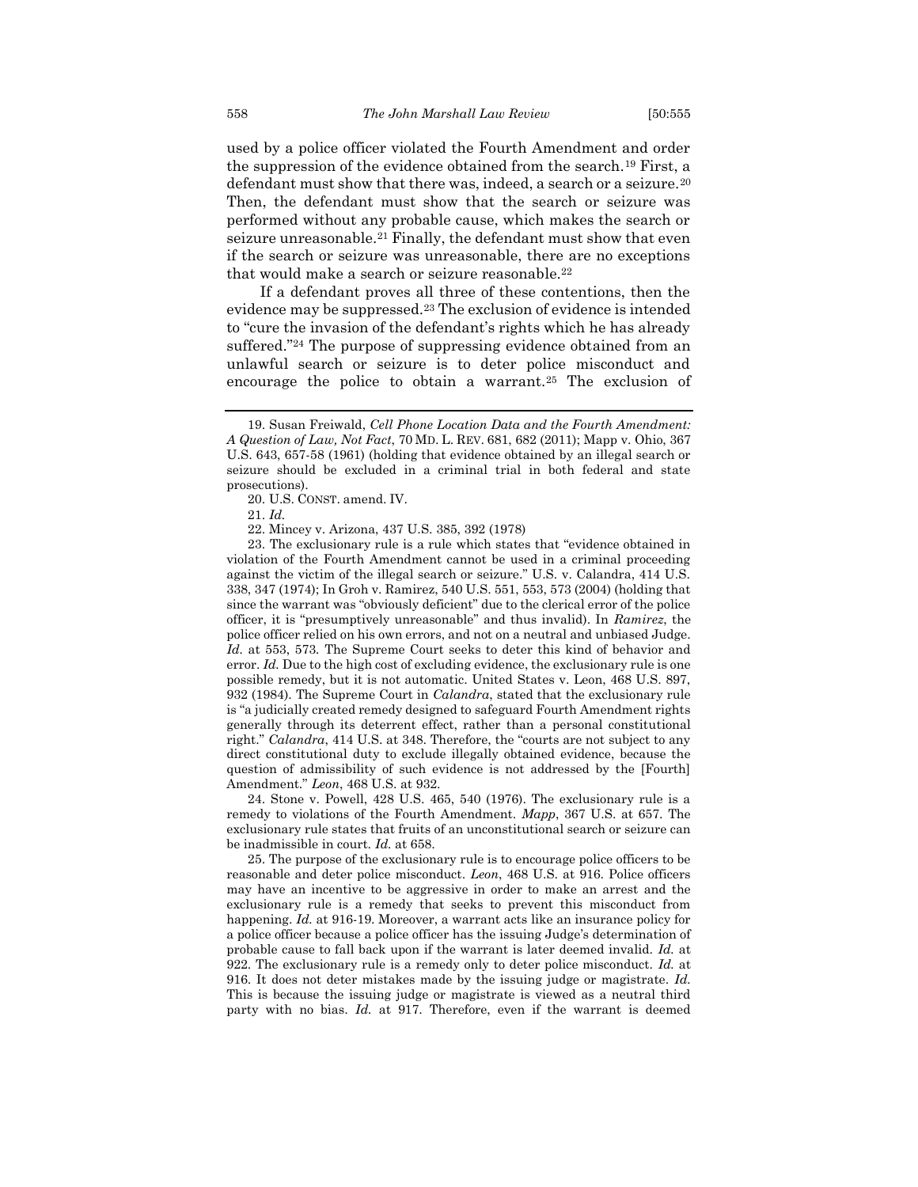used by a police officer violated the Fourth Amendment and order the suppression of the evidence obtained from the search.[19] First, a defendant must show that there was, indeed, a search or a seizure.[20] Then, the defendant must show that the search or seizure was performed without any probable cause, which makes the search or seizure unreasonable.[21] Finally, the defendant must show that even if the search or seizure was unreasonable, there are no exceptions that would make a search or seizure reasonable.[22]

If a defendant proves all three of these contentions, then the evidence may be suppressed.[23] The exclusion of evidence is intended to "cure the invasion of the defendant's rights which he has already suffered."[24] The purpose of suppressing evidence obtained from an unlawful search or seizure is to deter police misconduct and encourage the police to obtain a warrant.[25] The exclusion of

---

19. Susan Freiwald, *Cell Phone Location Data and the Fourth Amendment: A Question of Law, Not Fact*, 70 MD. L. REV. 681, 682 (2011); Mapp v. Ohio, 367 U.S. 643, 657-58 (1961) (holding that evidence obtained by an illegal search or seizure should be excluded in a criminal trial in both federal and state prosecutions).

20. U.S. CONST. amend. IV.

21. *Id.*

22. Mincey v. Arizona, 437 U.S. 385, 392 (1978)

23. The exclusionary rule is a rule which states that "evidence obtained in violation of the Fourth Amendment cannot be used in a criminal proceeding against the victim of the illegal search or seizure." U.S. v. Calandra, 414 U.S. 338, 347 (1974); In Groh v. Ramirez, 540 U.S. 551, 553, 573 (2004) (holding that since the warrant was "obviously deficient" due to the clerical error of the police officer, it is "presumptively unreasonable" and thus invalid). In *Ramirez*, the police officer relied on his own errors, and not on a neutral and unbiased Judge. *Id.* at 553, 573. The Supreme Court seeks to deter this kind of behavior and error. *Id.* Due to the high cost of excluding evidence, the exclusionary rule is one possible remedy, but it is not automatic. United States v. Leon, 468 U.S. 897, 932 (1984). The Supreme Court in *Calandra*, stated that the exclusionary rule is "a judicially created remedy designed to safeguard Fourth Amendment rights generally through its deterrent effect, rather than a personal constitutional right." *Calandra*, 414 U.S. at 348. Therefore, the "courts are not subject to any direct constitutional duty to exclude illegally obtained evidence, because the question of admissibility of such evidence is not addressed by the [Fourth] Amendment." *Leon*, 468 U.S. at 932.

24. Stone v. Powell, 428 U.S. 465, 540 (1976). The exclusionary rule is a remedy to violations of the Fourth Amendment. *Mapp*, 367 U.S. at 657. The exclusionary rule states that fruits of an unconstitutional search or seizure can be inadmissible in court. *Id.* at 658.

25. The purpose of the exclusionary rule is to encourage police officers to be reasonable and deter police misconduct. *Leon*, 468 U.S. at 916. Police officers may have an incentive to be aggressive in order to make an arrest and the exclusionary rule is a remedy that seeks to prevent this misconduct from happening. *Id.* at 916-19. Moreover, a warrant acts like an insurance policy for a police officer because a police officer has the issuing Judge's determination of probable cause to fall back upon if the warrant is later deemed invalid. *Id.* at 922. The exclusionary rule is a remedy only to deter police misconduct. *Id.* at 916. It does not deter mistakes made by the issuing judge or magistrate. *Id.* This is because the issuing judge or magistrate is viewed as a neutral third party with no bias. *Id.* at 917. Therefore, even if the warrant is deemed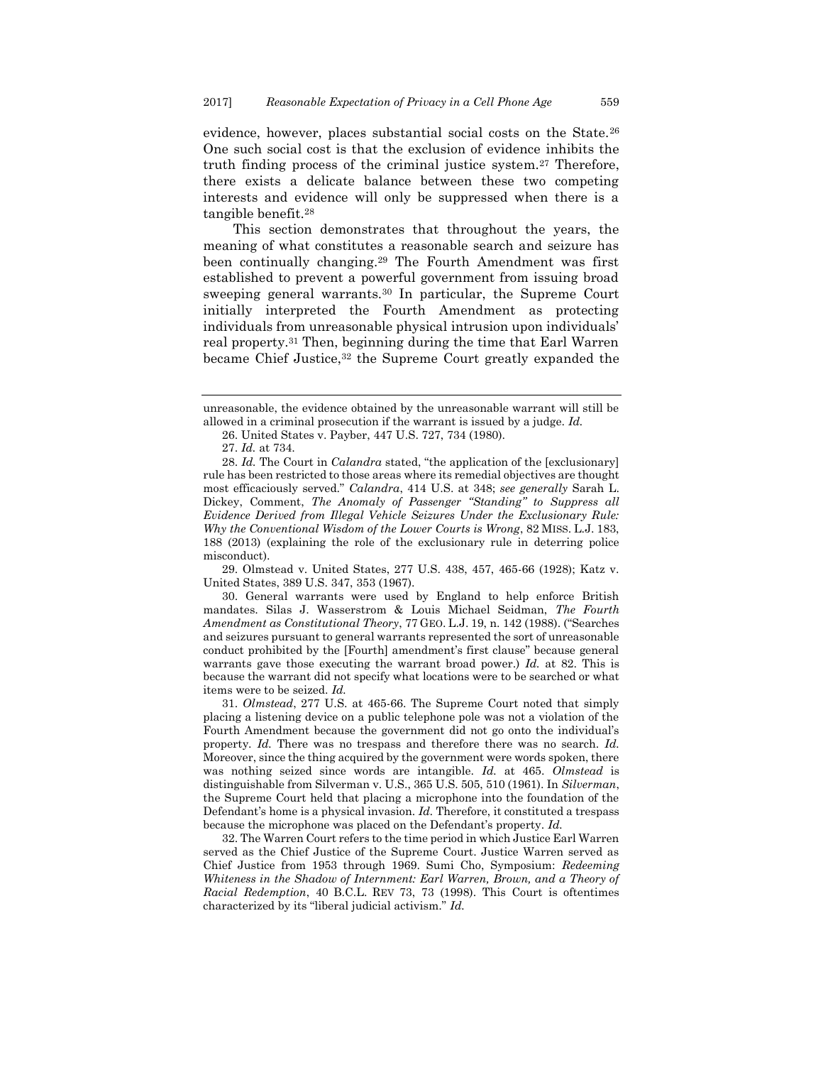evidence, however, places substantial social costs on the State.[26] One such social cost is that the exclusion of evidence inhibits the truth finding process of the criminal justice system.[27] Therefore, there exists a delicate balance between these two competing interests and evidence will only be suppressed when there is a tangible benefit.[28]

This section demonstrates that throughout the years, the meaning of what constitutes a reasonable search and seizure has been continually changing.[29] The Fourth Amendment was first established to prevent a powerful government from issuing broad sweeping general warrants.[30] In particular, the Supreme Court initially interpreted the Fourth Amendment as protecting individuals from unreasonable physical intrusion upon individuals' real property.[31] Then, beginning during the time that Earl Warren became Chief Justice,[32] the Supreme Court greatly expanded the

---

unreasonable, the evidence obtained by the unreasonable warrant will still be allowed in a criminal prosecution if the warrant is issued by a judge. *Id.*

26. United States v. Payber, 447 U.S. 727, 734 (1980).

27. *Id.* at 734.

28. *Id.* The Court in *Calandra* stated, "the application of the [exclusionary] rule has been restricted to those areas where its remedial objectives are thought most efficaciously served." *Calandra*, 414 U.S. at 348; *see generally* Sarah L. Dickey, Comment, *The Anomaly of Passenger "Standing" to Suppress all Evidence Derived from Illegal Vehicle Seizures Under the Exclusionary Rule: Why the Conventional Wisdom of the Lower Courts is Wrong*, 82 MISS. L.J. 183, 188 (2013) (explaining the role of the exclusionary rule in deterring police misconduct).

29. Olmstead v. United States, 277 U.S. 438, 457, 465-66 (1928); Katz v. United States, 389 U.S. 347, 353 (1967).

30. General warrants were used by England to help enforce British mandates. Silas J. Wasserstrom & Louis Michael Seidman, *The Fourth Amendment as Constitutional Theory*, 77 GEO. L.J. 19, n. 142 (1988). ("Searches and seizures pursuant to general warrants represented the sort of unreasonable conduct prohibited by the [Fourth] amendment's first clause" because general warrants gave those executing the warrant broad power.) *Id.* at 82. This is because the warrant did not specify what locations were to be searched or what items were to be seized. *Id.*

31. *Olmstead*, 277 U.S. at 465-66. The Supreme Court noted that simply placing a listening device on a public telephone pole was not a violation of the Fourth Amendment because the government did not go onto the individual's property. *Id.* There was no trespass and therefore there was no search. *Id.* Moreover, since the thing acquired by the government were words spoken, there was nothing seized since words are intangible. *Id.* at 465. *Olmstead* is distinguishable from Silverman v. U.S., 365 U.S. 505, 510 (1961). In *Silverman*, the Supreme Court held that placing a microphone into the foundation of the Defendant's home is a physical invasion. *Id.* Therefore, it constituted a trespass because the microphone was placed on the Defendant's property. *Id.*

32. The Warren Court refers to the time period in which Justice Earl Warren served as the Chief Justice of the Supreme Court. Justice Warren served as Chief Justice from 1953 through 1969. Sumi Cho, Symposium: *Redeeming Whiteness in the Shadow of Internment: Earl Warren, Brown, and a Theory of Racial Redemption*, 40 B.C.L. REV 73, 73 (1998). This Court is oftentimes characterized by its "liberal judicial activism." *Id.*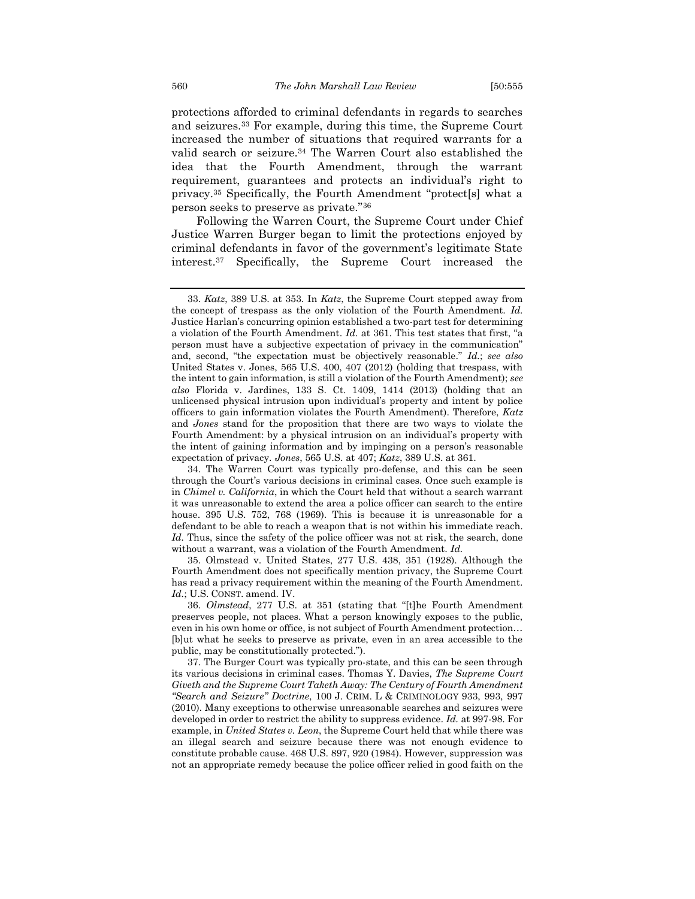protections afforded to criminal defendants in regards to searches and seizures.[33] For example, during this time, the Supreme Court increased the number of situations that required warrants for a valid search or seizure.[34] The Warren Court also established the idea that the Fourth Amendment, through the warrant requirement, guarantees and protects an individual's right to privacy.[35] Specifically, the Fourth Amendment "protect[s] what a person seeks to preserve as private."[36]

Following the Warren Court, the Supreme Court under Chief Justice Warren Burger began to limit the protections enjoyed by criminal defendants in favor of the government's legitimate State interest.[37] Specifically, the Supreme Court increased the

---

33. *Katz*, 389 U.S. at 353. In *Katz*, the Supreme Court stepped away from the concept of trespass as the only violation of the Fourth Amendment. *Id.* Justice Harlan's concurring opinion established a two-part test for determining a violation of the Fourth Amendment. *Id.* at 361. This test states that first, "a person must have a subjective expectation of privacy in the communication" and, second, "the expectation must be objectively reasonable." *Id.*; *see also* United States v. Jones, 565 U.S. 400, 407 (2012) (holding that trespass, with the intent to gain information, is still a violation of the Fourth Amendment); *see also* Florida v. Jardines, 133 S. Ct. 1409, 1414 (2013) (holding that an unlicensed physical intrusion upon individual's property and intent by police officers to gain information violates the Fourth Amendment). Therefore, *Katz* and *Jones* stand for the proposition that there are two ways to violate the Fourth Amendment: by a physical intrusion on an individual's property with the intent of gaining information and by impinging on a person's reasonable expectation of privacy. *Jones*, 565 U.S. at 407; *Katz*, 389 U.S. at 361.

34. The Warren Court was typically pro-defense, and this can be seen through the Court's various decisions in criminal cases. Once such example is in *Chimel v. California*, in which the Court held that without a search warrant it was unreasonable to extend the area a police officer can search to the entire house. 395 U.S. 752, 768 (1969). This is because it is unreasonable for a defendant to be able to reach a weapon that is not within his immediate reach. *Id.* Thus, since the safety of the police officer was not at risk, the search, done without a warrant, was a violation of the Fourth Amendment. *Id.*

35. Olmstead v. United States, 277 U.S. 438, 351 (1928). Although the Fourth Amendment does not specifically mention privacy, the Supreme Court has read a privacy requirement within the meaning of the Fourth Amendment. *Id.*; U.S. CONST. amend. IV.

36. *Olmstead*, 277 U.S. at 351 (stating that "[t]he Fourth Amendment preserves people, not places. What a person knowingly exposes to the public, even in his own home or office, is not subject of Fourth Amendment protection… [b]ut what he seeks to preserve as private, even in an area accessible to the public, may be constitutionally protected.").

37. The Burger Court was typically pro-state, and this can be seen through its various decisions in criminal cases. Thomas Y. Davies, *The Supreme Court Giveth and the Supreme Court Taketh Away: The Century of Fourth Amendment "Search and Seizure" Doctrine*, 100 J. CRIM. L & CRIMINOLOGY 933, 993, 997 (2010). Many exceptions to otherwise unreasonable searches and seizures were developed in order to restrict the ability to suppress evidence. *Id.* at 997-98. For example, in *United States v. Leon*, the Supreme Court held that while there was an illegal search and seizure because there was not enough evidence to constitute probable cause. 468 U.S. 897, 920 (1984). However, suppression was not an appropriate remedy because the police officer relied in good faith on the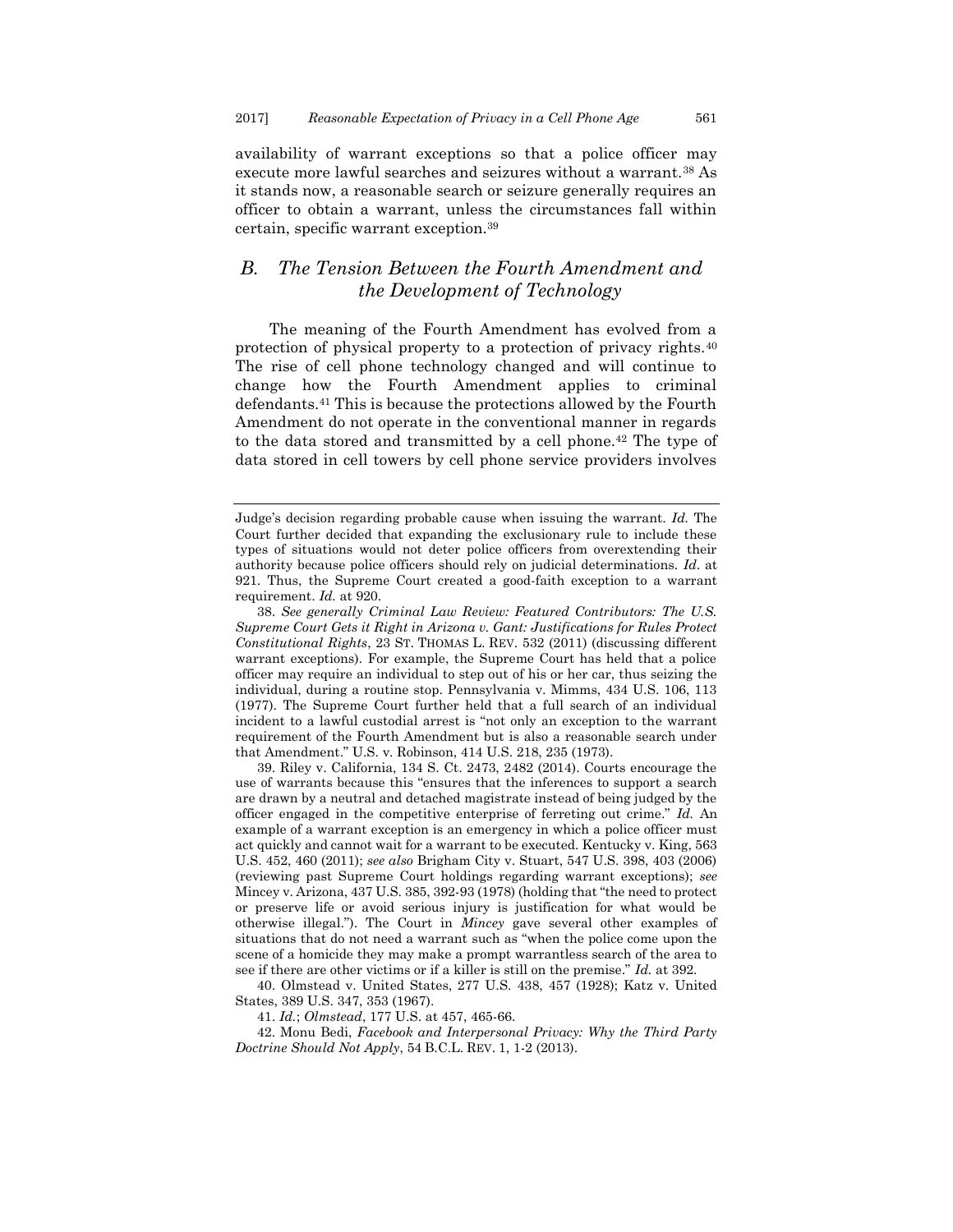availability of warrant exceptions so that a police officer may execute more lawful searches and seizures without a warrant.[38] As it stands now, a reasonable search or seizure generally requires an officer to obtain a warrant, unless the circumstances fall within certain, specific warrant exception.[39]

## *B. The Tension Between the Fourth Amendment and the Development of Technology*

The meaning of the Fourth Amendment has evolved from a protection of physical property to a protection of privacy rights.[40] The rise of cell phone technology changed and will continue to change how the Fourth Amendment applies to criminal defendants.[41] This is because the protections allowed by the Fourth Amendment do not operate in the conventional manner in regards to the data stored and transmitted by a cell phone.[42] The type of data stored in cell towers by cell phone service providers involves

---

Judge's decision regarding probable cause when issuing the warrant. *Id.* The Court further decided that expanding the exclusionary rule to include these types of situations would not deter police officers from overextending their authority because police officers should rely on judicial determinations. *Id*. at 921. Thus, the Supreme Court created a good-faith exception to a warrant requirement. *Id.* at 920.

38. *See generally Criminal Law Review: Featured Contributors: The U.S. Supreme Court Gets it Right in Arizona v. Gant: Justifications for Rules Protect Constitutional Rights*, 23 ST. THOMAS L. REV. 532 (2011) (discussing different warrant exceptions). For example, the Supreme Court has held that a police officer may require an individual to step out of his or her car, thus seizing the individual, during a routine stop. Pennsylvania v. Mimms, 434 U.S. 106, 113 (1977). The Supreme Court further held that a full search of an individual incident to a lawful custodial arrest is "not only an exception to the warrant requirement of the Fourth Amendment but is also a reasonable search under that Amendment." U.S. v. Robinson, 414 U.S. 218, 235 (1973).

39. Riley v. California, 134 S. Ct. 2473, 2482 (2014). Courts encourage the use of warrants because this "ensures that the inferences to support a search are drawn by a neutral and detached magistrate instead of being judged by the officer engaged in the competitive enterprise of ferreting out crime." *Id.* An example of a warrant exception is an emergency in which a police officer must act quickly and cannot wait for a warrant to be executed. Kentucky v. King, 563 U.S. 452, 460 (2011); *see also* Brigham City v. Stuart, 547 U.S. 398, 403 (2006) (reviewing past Supreme Court holdings regarding warrant exceptions); *see* Mincey v. Arizona, 437 U.S. 385, 392-93 (1978) (holding that "the need to protect or preserve life or avoid serious injury is justification for what would be otherwise illegal."). The Court in *Mincey* gave several other examples of situations that do not need a warrant such as "when the police come upon the scene of a homicide they may make a prompt warrantless search of the area to see if there are other victims or if a killer is still on the premise." *Id.* at 392.

40. Olmstead v. United States, 277 U.S. 438, 457 (1928); Katz v. United States, 389 U.S. 347, 353 (1967).

41. *Id.*; *Olmstead*, 177 U.S. at 457, 465-66.

42. Monu Bedi, *Facebook and Interpersonal Privacy: Why the Third Party Doctrine Should Not Apply*, 54 B.C.L. REV. 1, 1-2 (2013).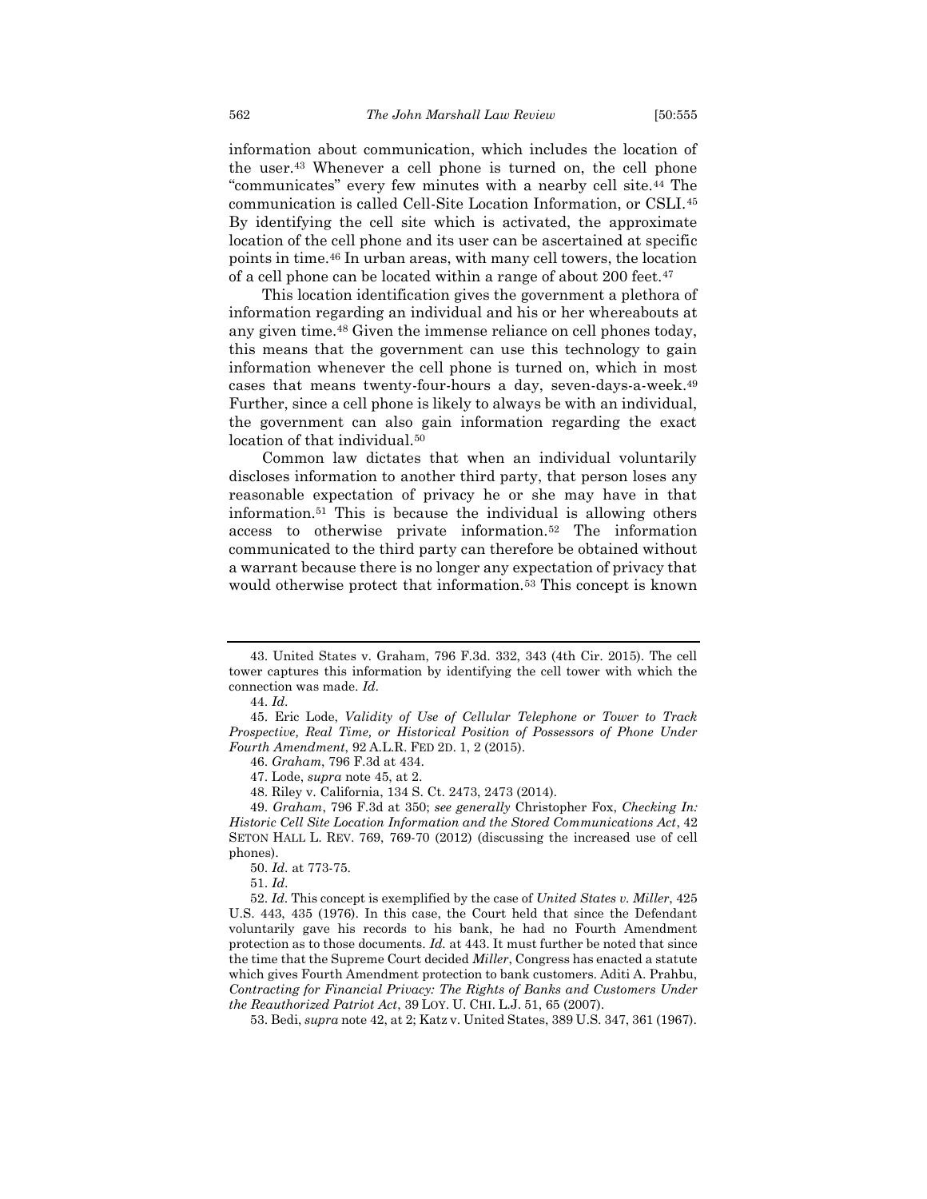information about communication, which includes the location of the user.[43] Whenever a cell phone is turned on, the cell phone "communicates" every few minutes with a nearby cell site.[44] The communication is called Cell-Site Location Information, or CSLI.[45] By identifying the cell site which is activated, the approximate location of the cell phone and its user can be ascertained at specific points in time.[46] In urban areas, with many cell towers, the location of a cell phone can be located within a range of about 200 feet.[47]

This location identification gives the government a plethora of information regarding an individual and his or her whereabouts at any given time.[48] Given the immense reliance on cell phones today, this means that the government can use this technology to gain information whenever the cell phone is turned on, which in most cases that means twenty-four-hours a day, seven-days-a-week.[49] Further, since a cell phone is likely to always be with an individual, the government can also gain information regarding the exact location of that individual.[50]

Common law dictates that when an individual voluntarily discloses information to another third party, that person loses any reasonable expectation of privacy he or she may have in that information.[51] This is because the individual is allowing others access to otherwise private information.[52] The information communicated to the third party can therefore be obtained without a warrant because there is no longer any expectation of privacy that would otherwise protect that information.[53] This concept is known

---

43. United States v. Graham, 796 F.3d. 332, 343 (4th Cir. 2015). The cell tower captures this information by identifying the cell tower with which the connection was made. *Id.*

44. *Id.*

45. Eric Lode, *Validity of Use of Cellular Telephone or Tower to Track Prospective, Real Time, or Historical Position of Possessors of Phone Under Fourth Amendment*, 92 A.L.R. FED 2D. 1, 2 (2015).

46. *Graham*, 796 F.3d at 434.

47. Lode, *supra* note 45, at 2.

48. Riley v. California, 134 S. Ct. 2473, 2473 (2014).

49. *Graham*, 796 F.3d at 350; *see generally* Christopher Fox, *Checking In: Historic Cell Site Location Information and the Stored Communications Act*, 42 SETON HALL L. REV. 769, 769-70 (2012) (discussing the increased use of cell phones).

50. *Id.* at 773-75.

51. *Id.*

52. *Id.* This concept is exemplified by the case of *United States v. Miller*, 425 U.S. 443, 435 (1976). In this case, the Court held that since the Defendant voluntarily gave his records to his bank, he had no Fourth Amendment protection as to those documents. *Id.* at 443. It must further be noted that since the time that the Supreme Court decided *Miller*, Congress has enacted a statute which gives Fourth Amendment protection to bank customers. Aditi A. Prahbu, *Contracting for Financial Privacy: The Rights of Banks and Customers Under the Reauthorized Patriot Act*, 39 LOY. U. CHI. L.J. 51, 65 (2007).

53. Bedi, *supra* note 42, at 2; Katz v. United States, 389 U.S. 347, 361 (1967).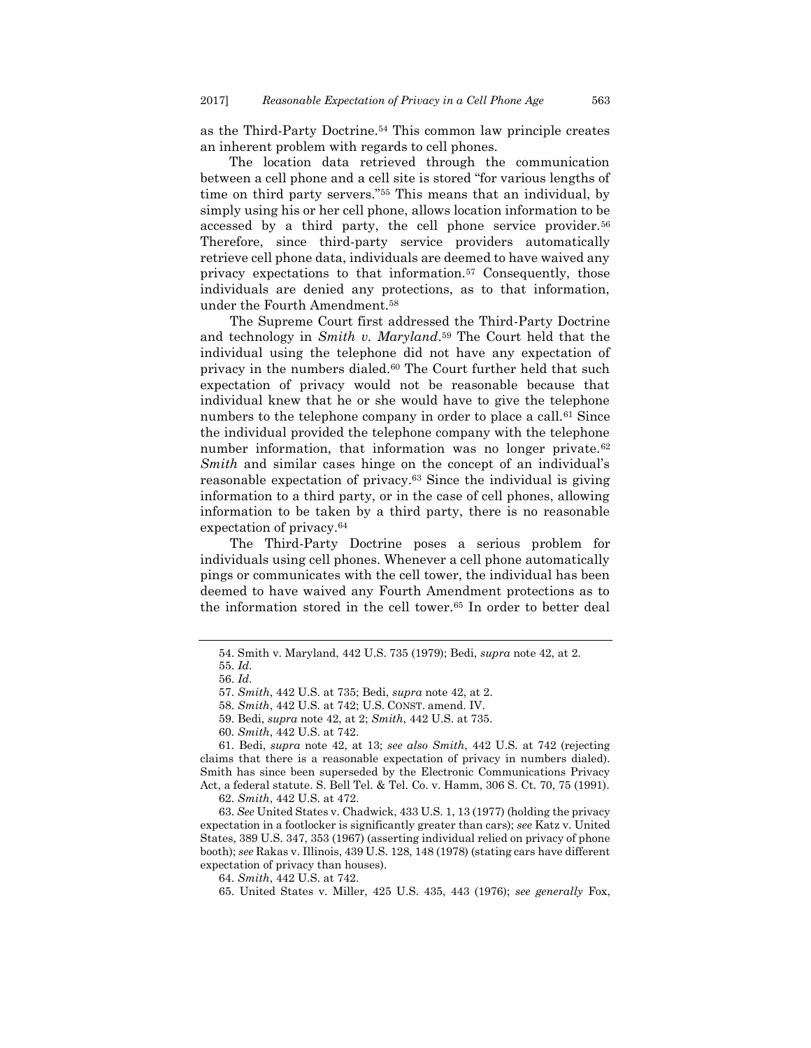as the Third-Party Doctrine.[54] This common law principle creates an inherent problem with regards to cell phones.

The location data retrieved through the communication between a cell phone and a cell site is stored "for various lengths of time on third party servers."[55] This means that an individual, by simply using his or her cell phone, allows location information to be accessed by a third party, the cell phone service provider.[56] Therefore, since third-party service providers automatically retrieve cell phone data, individuals are deemed to have waived any privacy expectations to that information.[57] Consequently, those individuals are denied any protections, as to that information, under the Fourth Amendment.[58]

The Supreme Court first addressed the Third-Party Doctrine and technology in *Smith v. Maryland*.[59] The Court held that the individual using the telephone did not have any expectation of privacy in the numbers dialed.[60] The Court further held that such expectation of privacy would not be reasonable because that individual knew that he or she would have to give the telephone numbers to the telephone company in order to place a call.[61] Since the individual provided the telephone company with the telephone number information, that information was no longer private.[62] *Smith* and similar cases hinge on the concept of an individual's reasonable expectation of privacy.[63] Since the individual is giving information to a third party, or in the case of cell phones, allowing information to be taken by a third party, there is no reasonable expectation of privacy.[64]

The Third-Party Doctrine poses a serious problem for individuals using cell phones. Whenever a cell phone automatically pings or communicates with the cell tower, the individual has been deemed to have waived any Fourth Amendment protections as to the information stored in the cell tower.[65] In order to better deal

---

54. Smith v. Maryland, 442 U.S. 735 (1979); Bedi, *supra* note 42, at 2.

55. *Id*.

56. *Id*.

57. *Smith*, 442 U.S. at 735; Bedi, *supra* note 42, at 2.

58. *Smith*, 442 U.S. at 742; U.S. CONST. amend. IV.

59. Bedi, *supra* note 42, at 2; *Smith*, 442 U.S. at 735.

60. *Smith*, 442 U.S. at 742.

61. Bedi, *supra* note 42, at 13; *see also Smith*, 442 U.S. at 742 (rejecting claims that there is a reasonable expectation of privacy in numbers dialed). Smith has since been superseded by the Electronic Communications Privacy Act, a federal statute. S. Bell Tel. & Tel. Co. v. Hamm, 306 S. Ct. 70, 75 (1991).

62. *Smith*, 442 U.S. at 472.

63. *See* United States v. Chadwick, 433 U.S. 1, 13 (1977) (holding the privacy expectation in a footlocker is significantly greater than cars); *see* Katz v. United States, 389 U.S. 347, 353 (1967) (asserting individual relied on privacy of phone booth); *see* Rakas v. Illinois, 439 U.S. 128, 148 (1978) (stating cars have different expectation of privacy than houses).

64. *Smith*, 442 U.S. at 742.

65. United States v. Miller, 425 U.S. 435, 443 (1976); *see generally* Fox,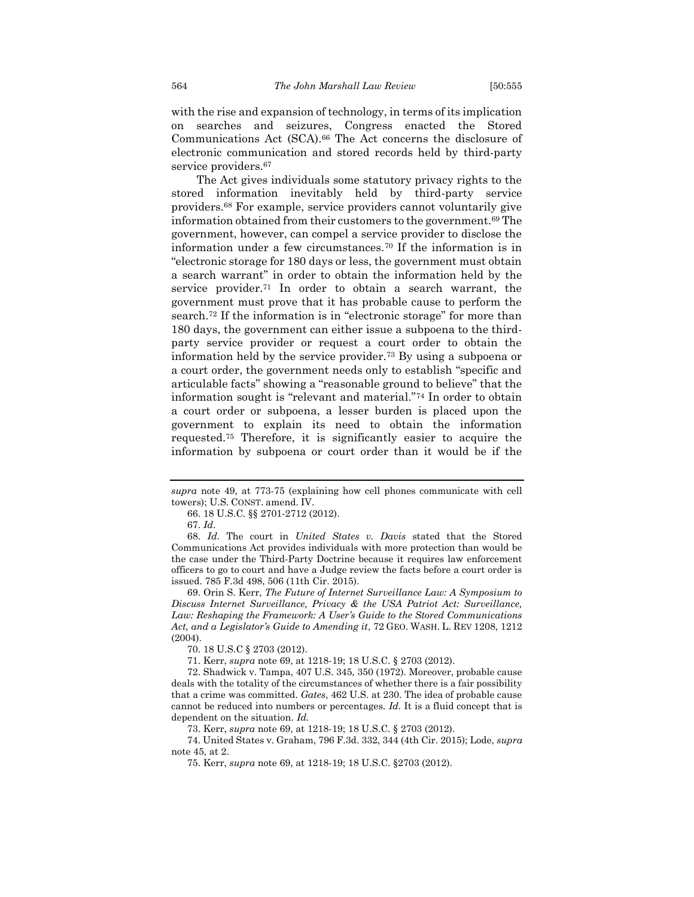with the rise and expansion of technology, in terms of its implication on searches and seizures, Congress enacted the Stored Communications Act (SCA).[66] The Act concerns the disclosure of electronic communication and stored records held by third-party service providers.[67]

The Act gives individuals some statutory privacy rights to the stored information inevitably held by third-party service providers.[68] For example, service providers cannot voluntarily give information obtained from their customers to the government.[69] The government, however, can compel a service provider to disclose the information under a few circumstances.[70] If the information is in "electronic storage for 180 days or less, the government must obtain a search warrant" in order to obtain the information held by the service provider.[71] In order to obtain a search warrant, the government must prove that it has probable cause to perform the search.[72] If the information is in "electronic storage" for more than 180 days, the government can either issue a subpoena to the third-party service provider or request a court order to obtain the information held by the service provider.[73] By using a subpoena or a court order, the government needs only to establish "specific and articulable facts" showing a "reasonable ground to believe" that the information sought is "relevant and material."[74] In order to obtain a court order or subpoena, a lesser burden is placed upon the government to explain its need to obtain the information requested.[75] Therefore, it is significantly easier to acquire the information by subpoena or court order than it would be if the

---

*supra* note 49, at 773-75 (explaining how cell phones communicate with cell towers); U.S. CONST. amend. IV.

66. 18 U.S.C. §§ 2701-2712 (2012).

67. *Id*.

68. *Id*. The court in *United States v. Davis* stated that the Stored Communications Act provides individuals with more protection than would be the case under the Third-Party Doctrine because it requires law enforcement officers to go to court and have a Judge review the facts before a court order is issued. 785 F.3d 498, 506 (11th Cir. 2015).

69. Orin S. Kerr, *The Future of Internet Surveillance Law: A Symposium to Discuss Internet Surveillance, Privacy & the USA Patriot Act: Surveillance, Law: Reshaping the Framework: A User's Guide to the Stored Communications Act, and a Legislator's Guide to Amending it*, 72 GEO. WASH. L. REV 1208, 1212 (2004).

70. 18 U.S.C § 2703 (2012).

71. Kerr, *supra* note 69, at 1218-19; 18 U.S.C. § 2703 (2012).

72. Shadwick v. Tampa, 407 U.S. 345, 350 (1972). Moreover, probable cause deals with the totality of the circumstances of whether there is a fair possibility that a crime was committed. *Gates*, 462 U.S. at 230. The idea of probable cause cannot be reduced into numbers or percentages. *Id*. It is a fluid concept that is dependent on the situation. *Id.*

73. Kerr, *supra* note 69, at 1218-19; 18 U.S.C. § 2703 (2012).

74. United States v. Graham, 796 F.3d. 332, 344 (4th Cir. 2015); Lode, *supra* note 45, at 2.

75. Kerr, *supra* note 69, at 1218-19; 18 U.S.C. §2703 (2012).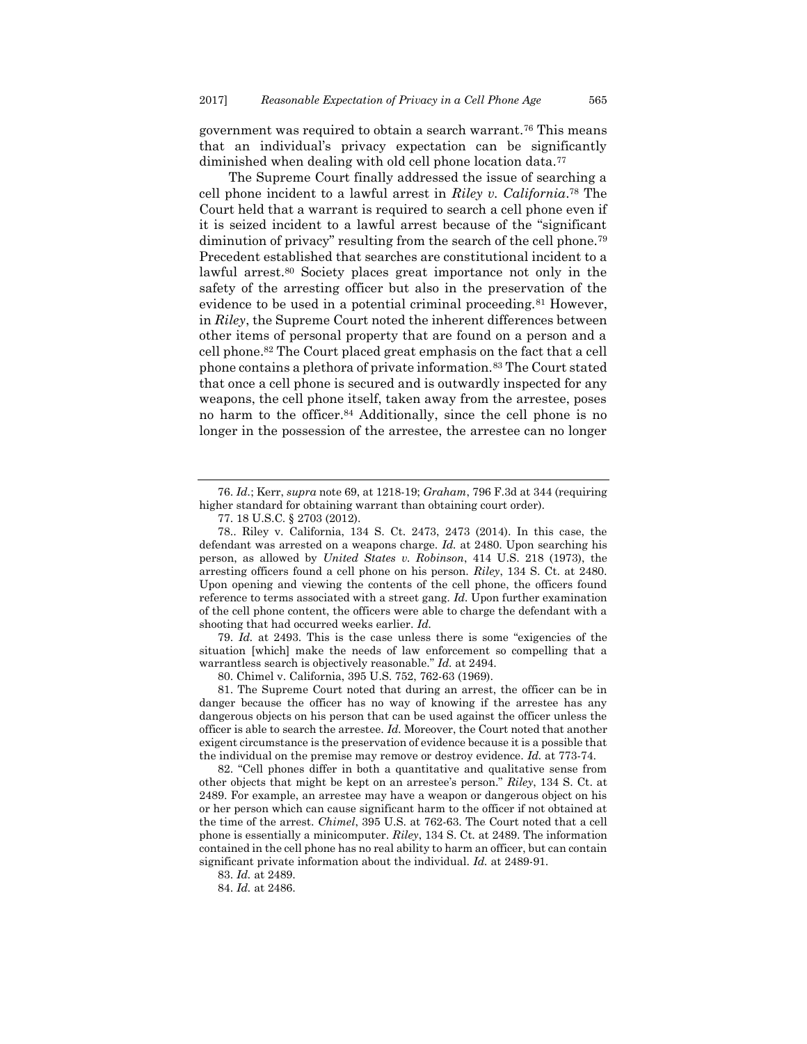government was required to obtain a search warrant.[76] This means that an individual's privacy expectation can be significantly diminished when dealing with old cell phone location data.[77]

The Supreme Court finally addressed the issue of searching a cell phone incident to a lawful arrest in *Riley v. California*.[78] The Court held that a warrant is required to search a cell phone even if it is seized incident to a lawful arrest because of the "significant diminution of privacy" resulting from the search of the cell phone.[79] Precedent established that searches are constitutional incident to a lawful arrest.[80] Society places great importance not only in the safety of the arresting officer but also in the preservation of the evidence to be used in a potential criminal proceeding.[81] However, in *Riley*, the Supreme Court noted the inherent differences between other items of personal property that are found on a person and a cell phone.[82] The Court placed great emphasis on the fact that a cell phone contains a plethora of private information.[83] The Court stated that once a cell phone is secured and is outwardly inspected for any weapons, the cell phone itself, taken away from the arrestee, poses no harm to the officer.[84] Additionally, since the cell phone is no longer in the possession of the arrestee, the arrestee can no longer

---

76. *Id.*; Kerr, *supra* note 69, at 1218-19; *Graham*, 796 F.3d at 344 (requiring higher standard for obtaining warrant than obtaining court order).

77. 18 U.S.C. § 2703 (2012).

78.. Riley v. California, 134 S. Ct. 2473, 2473 (2014). In this case, the defendant was arrested on a weapons charge. *Id.* at 2480. Upon searching his person, as allowed by *United States v. Robinson*, 414 U.S. 218 (1973), the arresting officers found a cell phone on his person. *Riley*, 134 S. Ct. at 2480. Upon opening and viewing the contents of the cell phone, the officers found reference to terms associated with a street gang. *Id*. Upon further examination of the cell phone content, the officers were able to charge the defendant with a shooting that had occurred weeks earlier. *Id.*

79. *Id.* at 2493. This is the case unless there is some "exigencies of the situation [which] make the needs of law enforcement so compelling that a warrantless search is objectively reasonable." *Id.* at 2494.

80. Chimel v. California, 395 U.S. 752, 762-63 (1969).

81. The Supreme Court noted that during an arrest, the officer can be in danger because the officer has no way of knowing if the arrestee has any dangerous objects on his person that can be used against the officer unless the officer is able to search the arrestee. *Id.* Moreover, the Court noted that another exigent circumstance is the preservation of evidence because it is a possible that the individual on the premise may remove or destroy evidence. *Id.* at 773-74.

82. "Cell phones differ in both a quantitative and qualitative sense from other objects that might be kept on an arrestee's person." *Riley*, 134 S. Ct. at 2489. For example, an arrestee may have a weapon or dangerous object on his or her person which can cause significant harm to the officer if not obtained at the time of the arrest. *Chimel*, 395 U.S. at 762-63. The Court noted that a cell phone is essentially a minicomputer. *Riley*, 134 S. Ct. at 2489. The information contained in the cell phone has no real ability to harm an officer, but can contain significant private information about the individual. *Id.* at 2489-91.

83. *Id.* at 2489.

84. *Id.* at 2486.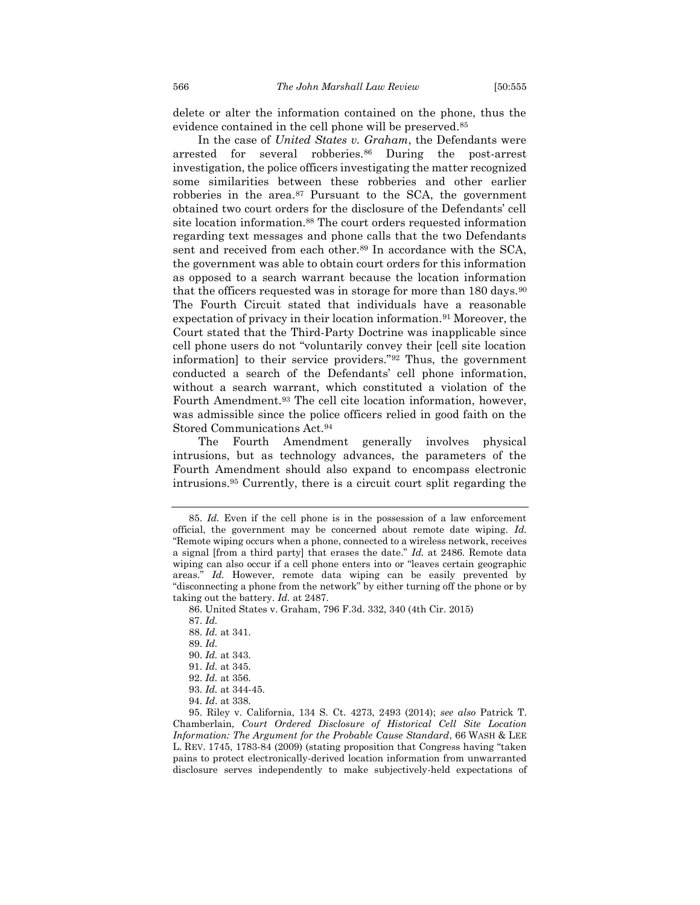delete or alter the information contained on the phone, thus the evidence contained in the cell phone will be preserved.[85]

In the case of *United States v. Graham*, the Defendants were arrested for several robberies.[86] During the post-arrest investigation, the police officers investigating the matter recognized some similarities between these robberies and other earlier robberies in the area.[87] Pursuant to the SCA, the government obtained two court orders for the disclosure of the Defendants' cell site location information.[88] The court orders requested information regarding text messages and phone calls that the two Defendants sent and received from each other.[89] In accordance with the SCA, the government was able to obtain court orders for this information as opposed to a search warrant because the location information that the officers requested was in storage for more than 180 days.[90] The Fourth Circuit stated that individuals have a reasonable expectation of privacy in their location information.[91] Moreover, the Court stated that the Third-Party Doctrine was inapplicable since cell phone users do not "voluntarily convey their [cell site location information] to their service providers."[92] Thus, the government conducted a search of the Defendants' cell phone information, without a search warrant, which constituted a violation of the Fourth Amendment.[93] The cell cite location information, however, was admissible since the police officers relied in good faith on the Stored Communications Act.[94]

The Fourth Amendment generally involves physical intrusions, but as technology advances, the parameters of the Fourth Amendment should also expand to encompass electronic intrusions.[95] Currently, there is a circuit court split regarding the

---

85. *Id.* Even if the cell phone is in the possession of a law enforcement official, the government may be concerned about remote date wiping. *Id.* "Remote wiping occurs when a phone, connected to a wireless network, receives a signal [from a third party] that erases the date." *Id.* at 2486. Remote data wiping can also occur if a cell phone enters into or "leaves certain geographic areas." *Id.* However, remote data wiping can be easily prevented by "disconnecting a phone from the network" by either turning off the phone or by taking out the battery. *Id.* at 2487.

86. United States v. Graham, 796 F.3d. 332, 340 (4th Cir. 2015)

87. *Id.*

88. *Id.* at 341.

89. *Id.*

90. *Id.* at 343.

91. *Id.* at 345.

92. *Id.* at 356.

93. *Id.* at 344-45.

94. *Id*. at 338.

95. Riley v. California, 134 S. Ct. 4273, 2493 (2014); *see also* Patrick T. Chamberlain, *Court Ordered Disclosure of Historical Cell Site Location Information: The Argument for the Probable Cause Standard*, 66 WASH & LEE L. REV. 1745, 1783-84 (2009) (stating proposition that Congress having "taken pains to protect electronically-derived location information from unwarranted disclosure serves independently to make subjectively-held expectations of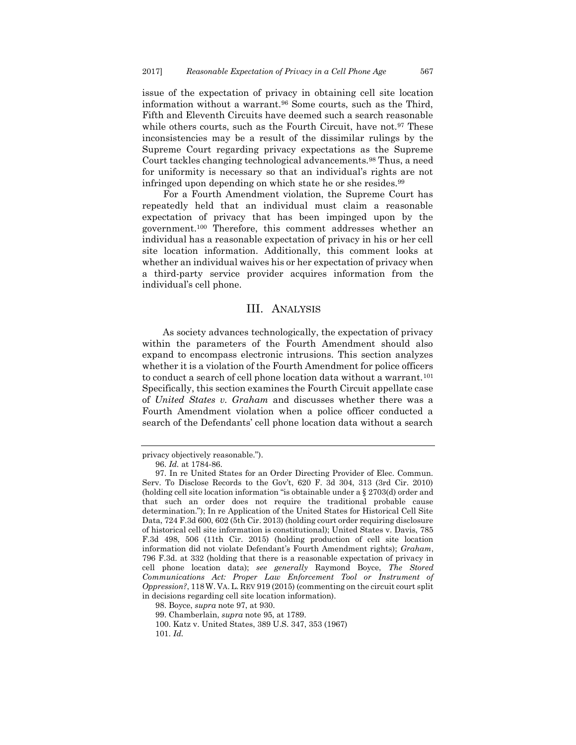issue of the expectation of privacy in obtaining cell site location information without a warrant.[96] Some courts, such as the Third, Fifth and Eleventh Circuits have deemed such a search reasonable while others courts, such as the Fourth Circuit, have not.[97] These inconsistencies may be a result of the dissimilar rulings by the Supreme Court regarding privacy expectations as the Supreme Court tackles changing technological advancements.[98] Thus, a need for uniformity is necessary so that an individual's rights are not infringed upon depending on which state he or she resides.[99]

For a Fourth Amendment violation, the Supreme Court has repeatedly held that an individual must claim a reasonable expectation of privacy that has been impinged upon by the government.[100] Therefore, this comment addresses whether an individual has a reasonable expectation of privacy in his or her cell site location information. Additionally, this comment looks at whether an individual waives his or her expectation of privacy when a third-party service provider acquires information from the individual's cell phone.

## III. ANALYSIS

As society advances technologically, the expectation of privacy within the parameters of the Fourth Amendment should also expand to encompass electronic intrusions. This section analyzes whether it is a violation of the Fourth Amendment for police officers to conduct a search of cell phone location data without a warrant.[101] Specifically, this section examines the Fourth Circuit appellate case of *United States v. Graham* and discusses whether there was a Fourth Amendment violation when a police officer conducted a search of the Defendants' cell phone location data without a search

---

privacy objectively reasonable.").

96. *Id.* at 1784-86.

97. In re United States for an Order Directing Provider of Elec. Commun. Serv. To Disclose Records to the Gov't, 620 F. 3d 304, 313 (3rd Cir. 2010) (holding cell site location information "is obtainable under a § 2703(d) order and that such an order does not require the traditional probable cause determination."); In re Application of the United States for Historical Cell Site Data, 724 F.3d 600, 602 (5th Cir. 2013) (holding court order requiring disclosure of historical cell site information is constitutional); United States v. Davis, 785 F.3d 498, 506 (11th Cir. 2015) (holding production of cell site location information did not violate Defendant's Fourth Amendment rights); *Graham*, 796 F.3d. at 332 (holding that there is a reasonable expectation of privacy in cell phone location data); *see generally* Raymond Boyce, *The Stored Communications Act: Proper Law Enforcement Tool or Instrument of Oppression?*, 118 W. VA. L. REV 919 (2015) (commenting on the circuit court split in decisions regarding cell site location information).

98. Boyce, *supra* note 97, at 930.

99. Chamberlain, *supra* note 95, at 1789.

100. Katz v. United States, 389 U.S. 347, 353 (1967)

101. *Id.*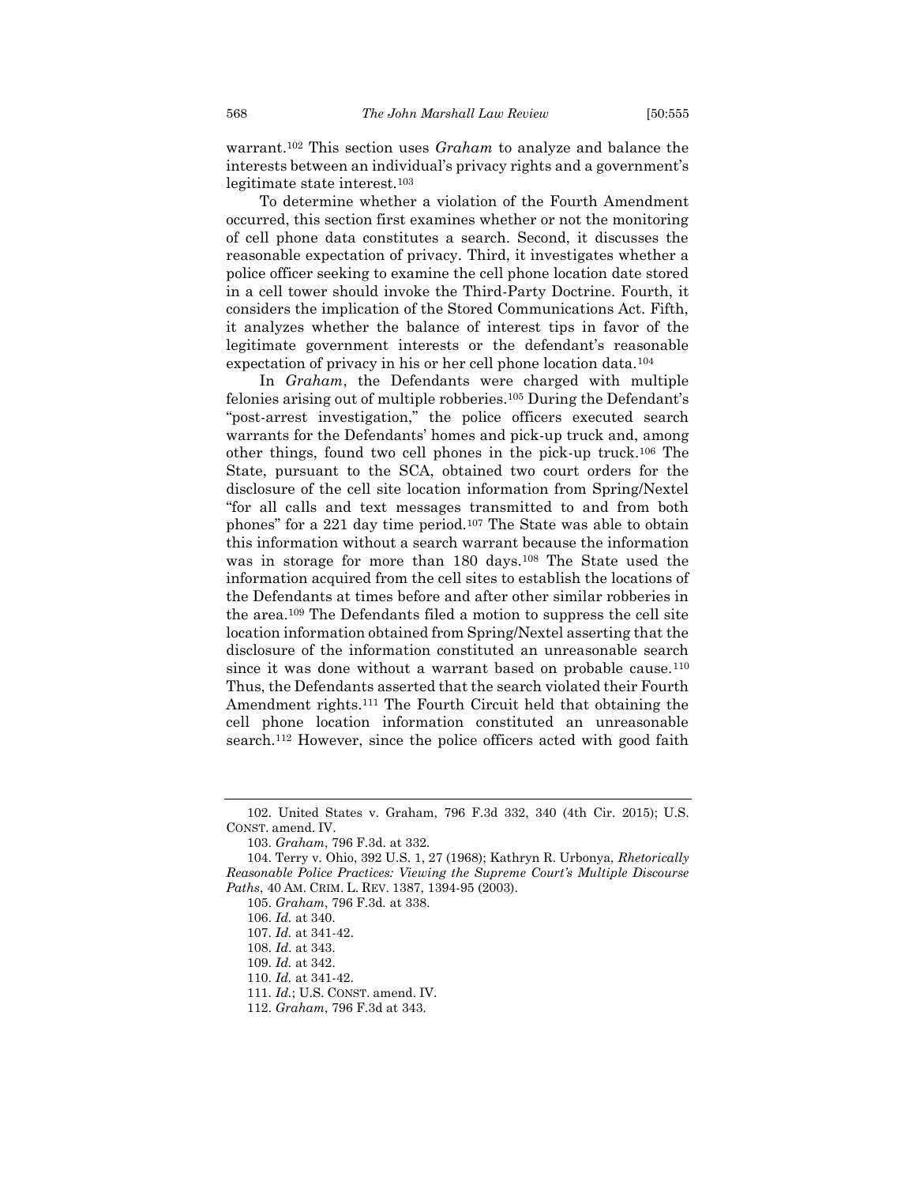warrant.[102] This section uses *Graham* to analyze and balance the interests between an individual's privacy rights and a government's legitimate state interest.[103]

To determine whether a violation of the Fourth Amendment occurred, this section first examines whether or not the monitoring of cell phone data constitutes a search. Second, it discusses the reasonable expectation of privacy. Third, it investigates whether a police officer seeking to examine the cell phone location date stored in a cell tower should invoke the Third-Party Doctrine. Fourth, it considers the implication of the Stored Communications Act. Fifth, it analyzes whether the balance of interest tips in favor of the legitimate government interests or the defendant's reasonable expectation of privacy in his or her cell phone location data.[104]

In *Graham*, the Defendants were charged with multiple felonies arising out of multiple robberies.[105] During the Defendant's "post-arrest investigation," the police officers executed search warrants for the Defendants' homes and pick-up truck and, among other things, found two cell phones in the pick-up truck.[106] The State, pursuant to the SCA, obtained two court orders for the disclosure of the cell site location information from Spring/Nextel "for all calls and text messages transmitted to and from both phones" for a 221 day time period.[107] The State was able to obtain this information without a search warrant because the information was in storage for more than 180 days.[108] The State used the information acquired from the cell sites to establish the locations of the Defendants at times before and after other similar robberies in the area.[109] The Defendants filed a motion to suppress the cell site location information obtained from Spring/Nextel asserting that the disclosure of the information constituted an unreasonable search since it was done without a warrant based on probable cause.[110] Thus, the Defendants asserted that the search violated their Fourth Amendment rights.[111] The Fourth Circuit held that obtaining the cell phone location information constituted an unreasonable search.[112] However, since the police officers acted with good faith

---

102. United States v. Graham, 796 F.3d 332, 340 (4th Cir. 2015); U.S. CONST. amend. IV.

103. *Graham*, 796 F.3d. at 332.

104. Terry v. Ohio, 392 U.S. 1, 27 (1968); Kathryn R. Urbonya, *Rhetorically Reasonable Police Practices: Viewing the Supreme Court's Multiple Discourse Paths*, 40 AM. CRIM. L. REV. 1387, 1394-95 (2003).

105. *Graham*, 796 F.3d. at 338.

106. *Id.* at 340.

107. *Id.* at 341-42.

108. *Id.* at 343.

109. *Id.* at 342.

110. *Id.* at 341-42.

111. *Id.*; U.S. CONST. amend. IV.

112. *Graham*, 796 F.3d at 343.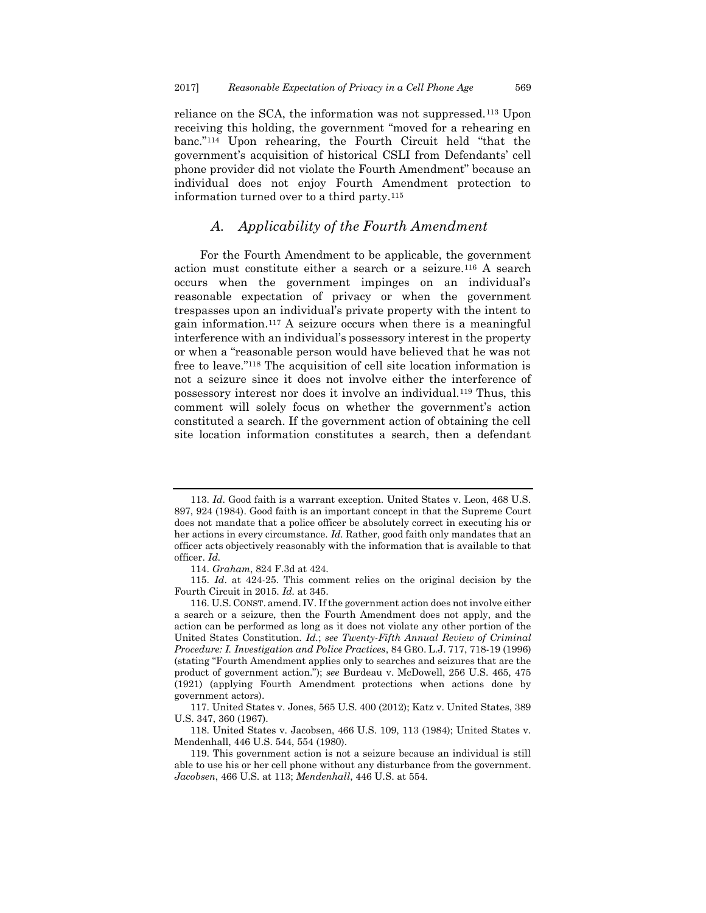reliance on the SCA, the information was not suppressed.[113] Upon receiving this holding, the government "moved for a rehearing en banc."[114] Upon rehearing, the Fourth Circuit held "that the government's acquisition of historical CSLI from Defendants' cell phone provider did not violate the Fourth Amendment" because an individual does not enjoy Fourth Amendment protection to information turned over to a third party.[115]

### *A. Applicability of the Fourth Amendment*

For the Fourth Amendment to be applicable, the government action must constitute either a search or a seizure.[116] A search occurs when the government impinges on an individual's reasonable expectation of privacy or when the government trespasses upon an individual's private property with the intent to gain information.[117] A seizure occurs when there is a meaningful interference with an individual's possessory interest in the property or when a "reasonable person would have believed that he was not free to leave."[118] The acquisition of cell site location information is not a seizure since it does not involve either the interference of possessory interest nor does it involve an individual.[119] Thus, this comment will solely focus on whether the government's action constituted a search. If the government action of obtaining the cell site location information constitutes a search, then a defendant

---

113. *Id.* Good faith is a warrant exception. United States v. Leon, 468 U.S. 897, 924 (1984). Good faith is an important concept in that the Supreme Court does not mandate that a police officer be absolutely correct in executing his or her actions in every circumstance. *Id.* Rather, good faith only mandates that an officer acts objectively reasonably with the information that is available to that officer. *Id.*

114. *Graham*, 824 F.3d at 424.

115. *Id*. at 424-25. This comment relies on the original decision by the Fourth Circuit in 2015. *Id.* at 345.

116. U.S. CONST. amend. IV. If the government action does not involve either a search or a seizure, then the Fourth Amendment does not apply, and the action can be performed as long as it does not violate any other portion of the United States Constitution. *Id.*; *see Twenty-Fifth Annual Review of Criminal Procedure: I. Investigation and Police Practices*, 84 GEO. L.J. 717, 718-19 (1996) (stating "Fourth Amendment applies only to searches and seizures that are the product of government action."); *see* Burdeau v. McDowell, 256 U.S. 465, 475 (1921) (applying Fourth Amendment protections when actions done by government actors).

117. United States v. Jones, 565 U.S. 400 (2012); Katz v. United States, 389 U.S. 347, 360 (1967).

118. United States v. Jacobsen, 466 U.S. 109, 113 (1984); United States v. Mendenhall, 446 U.S. 544, 554 (1980).

119. This government action is not a seizure because an individual is still able to use his or her cell phone without any disturbance from the government. *Jacobsen*, 466 U.S. at 113; *Mendenhall*, 446 U.S. at 554.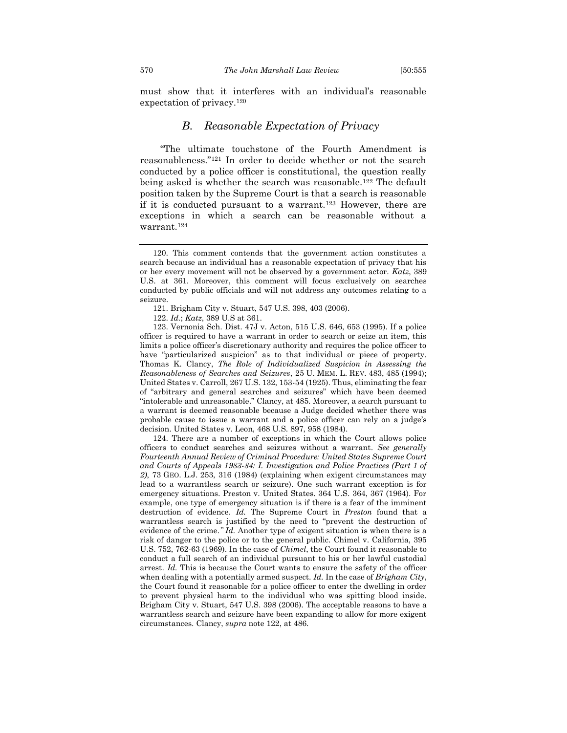must show that it interferes with an individual's reasonable expectation of privacy.[120]

## *B. Reasonable Expectation of Privacy*

"The ultimate touchstone of the Fourth Amendment is reasonableness."[121] In order to decide whether or not the search conducted by a police officer is constitutional, the question really being asked is whether the search was reasonable.[122] The default position taken by the Supreme Court is that a search is reasonable if it is conducted pursuant to a warrant.[123] However, there are exceptions in which a search can be reasonable without a warrant.[124]

---

120. This comment contends that the government action constitutes a search because an individual has a reasonable expectation of privacy that his or her every movement will not be observed by a government actor. *Katz*, 389 U.S. at 361. Moreover, this comment will focus exclusively on searches conducted by public officials and will not address any outcomes relating to a seizure.

121. Brigham City v. Stuart, 547 U.S. 398, 403 (2006).

122. *Id.*; *Katz*, 389 U.S at 361.

123. Vernonia Sch. Dist. 47J v. Acton, 515 U.S. 646, 653 (1995). If a police officer is required to have a warrant in order to search or seize an item, this limits a police officer's discretionary authority and requires the police officer to have "particularized suspicion" as to that individual or piece of property. Thomas K. Clancy, *The Role of Individualized Suspicion in Assessing the Reasonableness of Searches and Seizures*, 25 U. MEM. L. REV. 483, 485 (1994); United States v. Carroll, 267 U.S. 132, 153-54 (1925). Thus, eliminating the fear of "arbitrary and general searches and seizures" which have been deemed "intolerable and unreasonable." Clancy, at 485. Moreover, a search pursuant to a warrant is deemed reasonable because a Judge decided whether there was probable cause to issue a warrant and a police officer can rely on a judge's decision. United States v. Leon, 468 U.S. 897, 958 (1984).

124. There are a number of exceptions in which the Court allows police officers to conduct searches and seizures without a warrant. *See generally Fourteenth Annual Review of Criminal Procedure: United States Supreme Court and Courts of Appeals 1983-84: I. Investigation and Police Practices (Part 1 of 2)*, 73 GEO. L.J. 253, 316 (1984) (explaining when exigent circumstances may lead to a warrantless search or seizure). One such warrant exception is for emergency situations. Preston v. United States. 364 U.S. 364, 367 (1964). For example, one type of emergency situation is if there is a fear of the imminent destruction of evidence. *Id.* The Supreme Court in *Preston* found that a warrantless search is justified by the need to "prevent the destruction of evidence of the crime." *Id.* Another type of exigent situation is when there is a risk of danger to the police or to the general public. Chimel v. California, 395 U.S. 752, 762-63 (1969). In the case of *Chimel*, the Court found it reasonable to conduct a full search of an individual pursuant to his or her lawful custodial arrest. *Id.* This is because the Court wants to ensure the safety of the officer when dealing with a potentially armed suspect. *Id.* In the case of *Brigham City*, the Court found it reasonable for a police officer to enter the dwelling in order to prevent physical harm to the individual who was spitting blood inside. Brigham City v. Stuart, 547 U.S. 398 (2006). The acceptable reasons to have a warrantless search and seizure have been expanding to allow for more exigent circumstances. Clancy, *supra* note 122, at 486.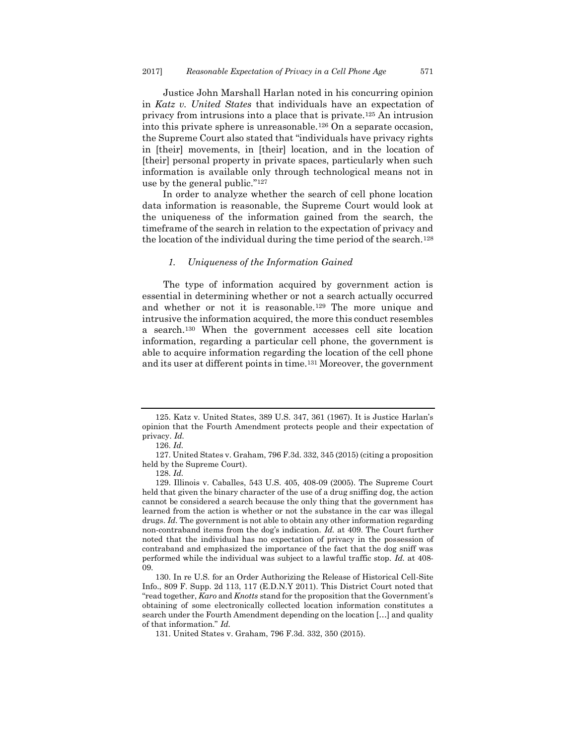Justice John Marshall Harlan noted in his concurring opinion in *Katz v. United States* that individuals have an expectation of privacy from intrusions into a place that is private.[125] An intrusion into this private sphere is unreasonable.[126] On a separate occasion, the Supreme Court also stated that "individuals have privacy rights in [their] movements, in [their] location, and in the location of [their] personal property in private spaces, particularly when such information is available only through technological means not in use by the general public."[127]

In order to analyze whether the search of cell phone location data information is reasonable, the Supreme Court would look at the uniqueness of the information gained from the search, the timeframe of the search in relation to the expectation of privacy and the location of the individual during the time period of the search.[128]

### *1. Uniqueness of the Information Gained*

The type of information acquired by government action is essential in determining whether or not a search actually occurred and whether or not it is reasonable.[129] The more unique and intrusive the information acquired, the more this conduct resembles a search.[130] When the government accesses cell site location information, regarding a particular cell phone, the government is able to acquire information regarding the location of the cell phone and its user at different points in time.[131] Moreover, the government

---

125. Katz v. United States, 389 U.S. 347, 361 (1967). It is Justice Harlan's opinion that the Fourth Amendment protects people and their expectation of privacy. *Id.*

126. *Id.*

127. United States v. Graham, 796 F.3d. 332, 345 (2015) (citing a proposition held by the Supreme Court).

128. *Id.*

129. Illinois v. Caballes, 543 U.S. 405, 408-09 (2005). The Supreme Court held that given the binary character of the use of a drug sniffing dog, the action cannot be considered a search because the only thing that the government has learned from the action is whether or not the substance in the car was illegal drugs. *Id.* The government is not able to obtain any other information regarding non-contraband items from the dog's indication. *Id.* at 409. The Court further noted that the individual has no expectation of privacy in the possession of contraband and emphasized the importance of the fact that the dog sniff was performed while the individual was subject to a lawful traffic stop. *Id.* at 408-09.

130. In re U.S. for an Order Authorizing the Release of Historical Cell-Site Info., 809 F. Supp. 2d 113, 117 (E.D.N.Y 2011). This District Court noted that "read together, *Karo* and *Knotts* stand for the proposition that the Government's obtaining of some electronically collected location information constitutes a search under the Fourth Amendment depending on the location […] and quality of that information." *Id.*

131. United States v. Graham, 796 F.3d. 332, 350 (2015).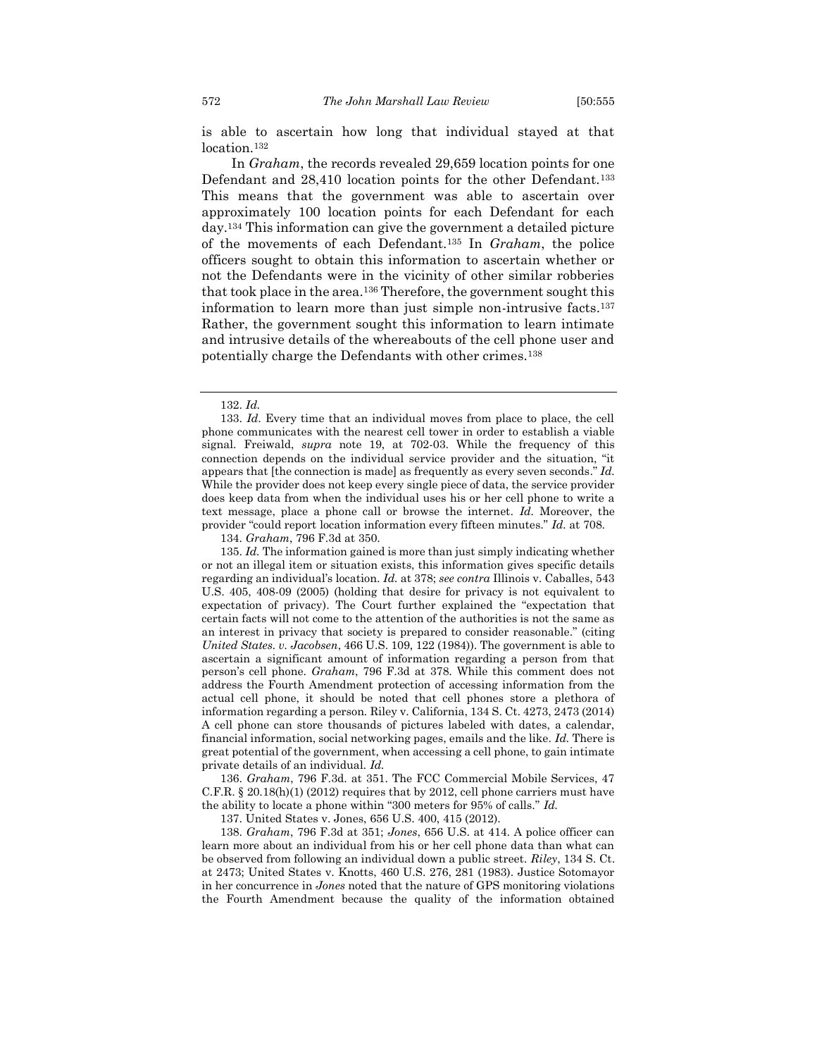is able to ascertain how long that individual stayed at that location.[132]

In *Graham*, the records revealed 29,659 location points for one Defendant and 28,410 location points for the other Defendant.[133] This means that the government was able to ascertain over approximately 100 location points for each Defendant for each day.[134] This information can give the government a detailed picture of the movements of each Defendant.[135] In *Graham*, the police officers sought to obtain this information to ascertain whether or not the Defendants were in the vicinity of other similar robberies that took place in the area.[136] Therefore, the government sought this information to learn more than just simple non-intrusive facts.[137] Rather, the government sought this information to learn intimate and intrusive details of the whereabouts of the cell phone user and potentially charge the Defendants with other crimes.[138]

---

132. *Id.*

133. *Id.* Every time that an individual moves from place to place, the cell phone communicates with the nearest cell tower in order to establish a viable signal. Freiwald, *supra* note 19, at 702-03. While the frequency of this connection depends on the individual service provider and the situation, "it appears that [the connection is made] as frequently as every seven seconds." *Id.* While the provider does not keep every single piece of data, the service provider does keep data from when the individual uses his or her cell phone to write a text message, place a phone call or browse the internet. *Id.* Moreover, the provider "could report location information every fifteen minutes." *Id.* at 708.

134. *Graham*, 796 F.3d at 350.

135. *Id.* The information gained is more than just simply indicating whether or not an illegal item or situation exists, this information gives specific details regarding an individual's location. *Id.* at 378; *see contra* Illinois v. Caballes, 543 U.S. 405, 408-09 (2005) (holding that desire for privacy is not equivalent to expectation of privacy). The Court further explained the "expectation that certain facts will not come to the attention of the authorities is not the same as an interest in privacy that society is prepared to consider reasonable." (citing *United States. v. Jacobsen*, 466 U.S. 109, 122 (1984)). The government is able to ascertain a significant amount of information regarding a person from that person's cell phone. *Graham*, 796 F.3d at 378. While this comment does not address the Fourth Amendment protection of accessing information from the actual cell phone, it should be noted that cell phones store a plethora of information regarding a person. Riley v. California, 134 S. Ct. 4273, 2473 (2014) A cell phone can store thousands of pictures labeled with dates, a calendar, financial information, social networking pages, emails and the like. *Id.* There is great potential of the government, when accessing a cell phone, to gain intimate private details of an individual. *Id.*

136. *Graham*, 796 F.3d. at 351. The FCC Commercial Mobile Services, 47 C.F.R. § 20.18(h)(1) (2012) requires that by 2012, cell phone carriers must have the ability to locate a phone within "300 meters for 95% of calls." *Id.*

137. United States v. Jones, 656 U.S. 400, 415 (2012).

138. *Graham*, 796 F.3d at 351; *Jones*, 656 U.S. at 414. A police officer can learn more about an individual from his or her cell phone data than what can be observed from following an individual down a public street. *Riley*, 134 S. Ct. at 2473; United States v. Knotts, 460 U.S. 276, 281 (1983). Justice Sotomayor in her concurrence in *Jones* noted that the nature of GPS monitoring violations the Fourth Amendment because the quality of the information obtained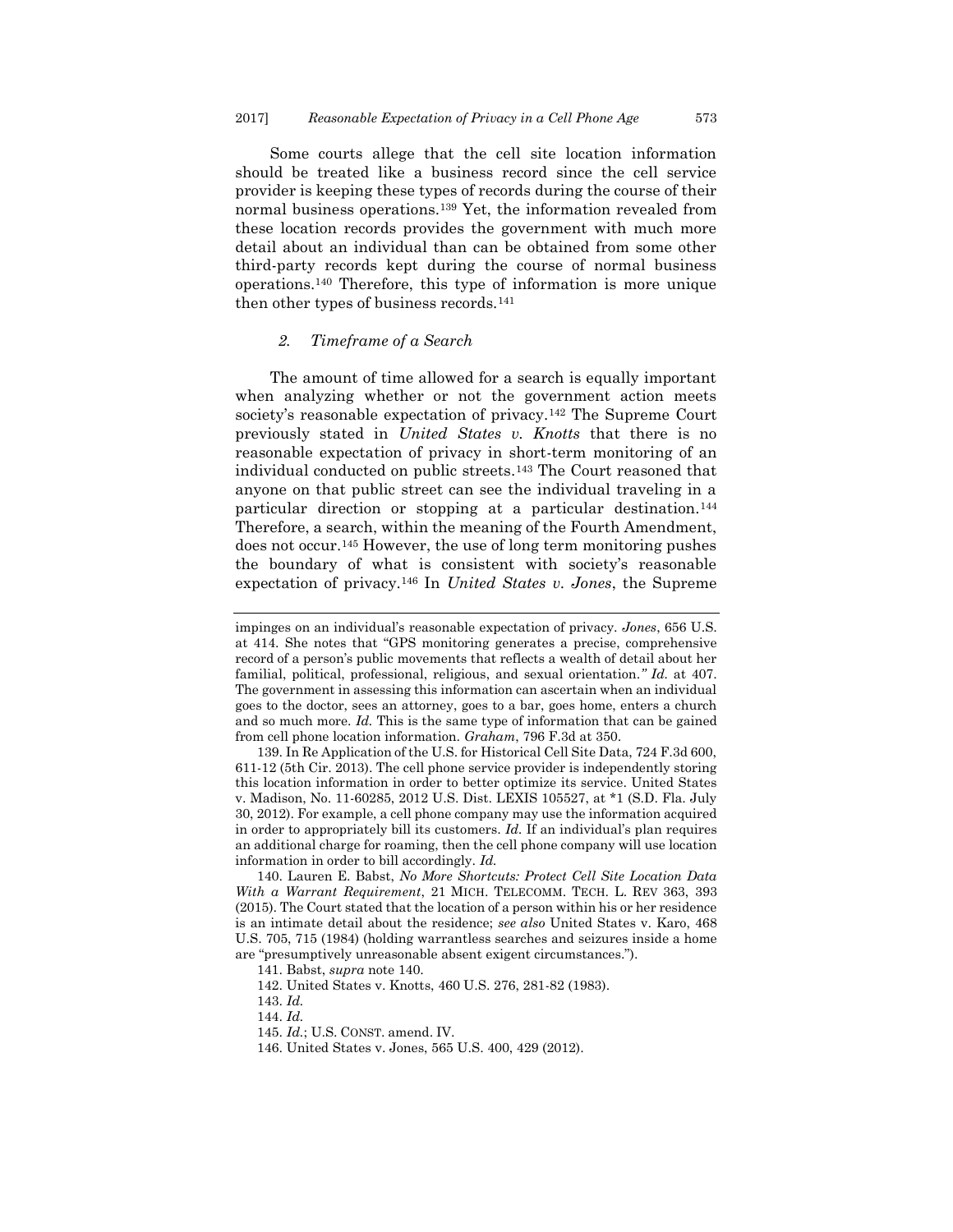Some courts allege that the cell site location information should be treated like a business record since the cell service provider is keeping these types of records during the course of their normal business operations.[139] Yet, the information revealed from these location records provides the government with much more detail about an individual than can be obtained from some other third-party records kept during the course of normal business operations.[140] Therefore, this type of information is more unique then other types of business records.[141]

### *2. Timeframe of a Search*

The amount of time allowed for a search is equally important when analyzing whether or not the government action meets society's reasonable expectation of privacy.[142] The Supreme Court previously stated in *United States v. Knotts* that there is no reasonable expectation of privacy in short-term monitoring of an individual conducted on public streets.[143] The Court reasoned that anyone on that public street can see the individual traveling in a particular direction or stopping at a particular destination.[144] Therefore, a search, within the meaning of the Fourth Amendment, does not occur.[145] However, the use of long term monitoring pushes the boundary of what is consistent with society's reasonable expectation of privacy.[146] In *United States v. Jones*, the Supreme

---

impinges on an individual's reasonable expectation of privacy. *Jones*, 656 U.S. at 414. She notes that "GPS monitoring generates a precise, comprehensive record of a person's public movements that reflects a wealth of detail about her familial, political, professional, religious, and sexual orientation.*" Id.* at 407. The government in assessing this information can ascertain when an individual goes to the doctor, sees an attorney, goes to a bar, goes home, enters a church and so much more. *Id.* This is the same type of information that can be gained from cell phone location information. *Graham*, 796 F.3d at 350.

139. In Re Application of the U.S. for Historical Cell Site Data, 724 F.3d 600, 611-12 (5th Cir. 2013). The cell phone service provider is independently storing this location information in order to better optimize its service. United States v. Madison, No. 11-60285, 2012 U.S. Dist. LEXIS 105527, at *1 (S.D. Fla. July 30, 2012). For example, a cell phone company may use the information acquired in order to appropriately bill its customers. *Id.* If an individual's plan requires an additional charge for roaming, then the cell phone company will use location information in order to bill accordingly. *Id.*

140. Lauren E. Babst, *No More Shortcuts: Protect Cell Site Location Data With a Warrant Requirement*, 21 MICH. TELECOMM. TECH. L. REV 363, 393 (2015). The Court stated that the location of a person within his or her residence is an intimate detail about the residence; *see also* United States v. Karo, 468 U.S. 705, 715 (1984) (holding warrantless searches and seizures inside a home are "presumptively unreasonable absent exigent circumstances.").

141. Babst, *supra* note 140.

142. United States v. Knotts, 460 U.S. 276, 281-82 (1983).

143. *Id.*

144. *Id.*

145. *Id.*; U.S. CONST. amend. IV.

146. United States v. Jones, 565 U.S. 400, 429 (2012).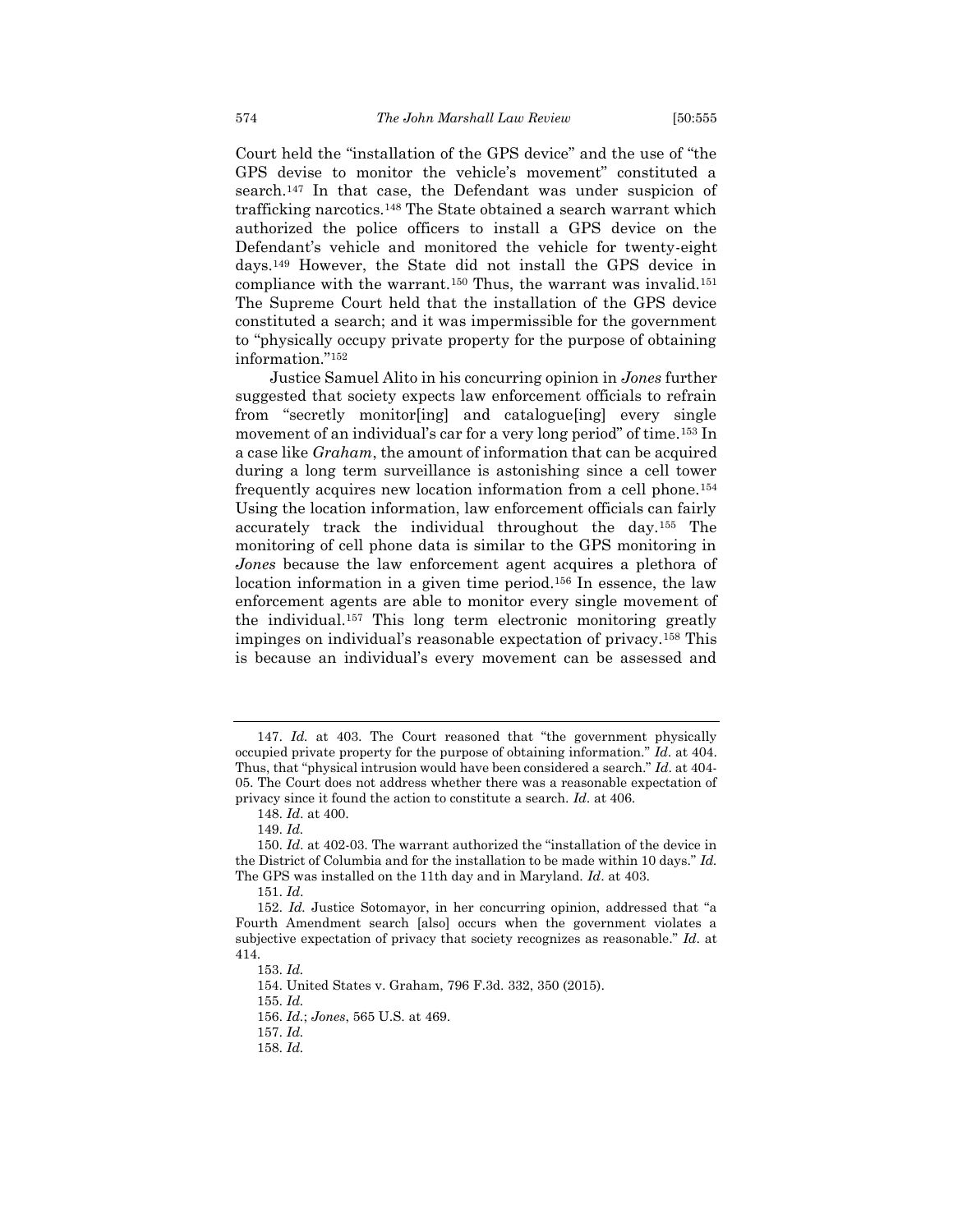Court held the "installation of the GPS device" and the use of "the GPS devise to monitor the vehicle's movement" constituted a search.[147] In that case, the Defendant was under suspicion of trafficking narcotics.[148] The State obtained a search warrant which authorized the police officers to install a GPS device on the Defendant's vehicle and monitored the vehicle for twenty-eight days.[149] However, the State did not install the GPS device in compliance with the warrant.[150] Thus, the warrant was invalid.[151] The Supreme Court held that the installation of the GPS device constituted a search; and it was impermissible for the government to "physically occupy private property for the purpose of obtaining information."[152]

Justice Samuel Alito in his concurring opinion in *Jones* further suggested that society expects law enforcement officials to refrain from "secretly monitor[ing] and catalogue[ing] every single movement of an individual's car for a very long period" of time.[153] In a case like *Graham*, the amount of information that can be acquired during a long term surveillance is astonishing since a cell tower frequently acquires new location information from a cell phone.[154] Using the location information, law enforcement officials can fairly accurately track the individual throughout the day.[155] The monitoring of cell phone data is similar to the GPS monitoring in *Jones* because the law enforcement agent acquires a plethora of location information in a given time period.[156] In essence, the law enforcement agents are able to monitor every single movement of the individual.[157] This long term electronic monitoring greatly impinges on individual's reasonable expectation of privacy.[158] This is because an individual's every movement can be assessed and

---

147. *Id.* at 403. The Court reasoned that "the government physically occupied private property for the purpose of obtaining information." *Id.* at 404. Thus, that "physical intrusion would have been considered a search." *Id.* at 404-05. The Court does not address whether there was a reasonable expectation of privacy since it found the action to constitute a search. *Id.* at 406.

148. *Id.* at 400.

149. *Id.*

150. *Id.* at 402-03. The warrant authorized the "installation of the device in the District of Columbia and for the installation to be made within 10 days." *Id.* The GPS was installed on the 11th day and in Maryland. *Id.* at 403.

151. *Id.*

152. *Id.* Justice Sotomayor, in her concurring opinion, addressed that "a Fourth Amendment search [also] occurs when the government violates a subjective expectation of privacy that society recognizes as reasonable." *Id.* at 414.

153. *Id.*

154. United States v. Graham, 796 F.3d. 332, 350 (2015).

155. *Id.*

156. *Id.*; *Jones*, 565 U.S. at 469.

157. *Id.*

158. *Id.*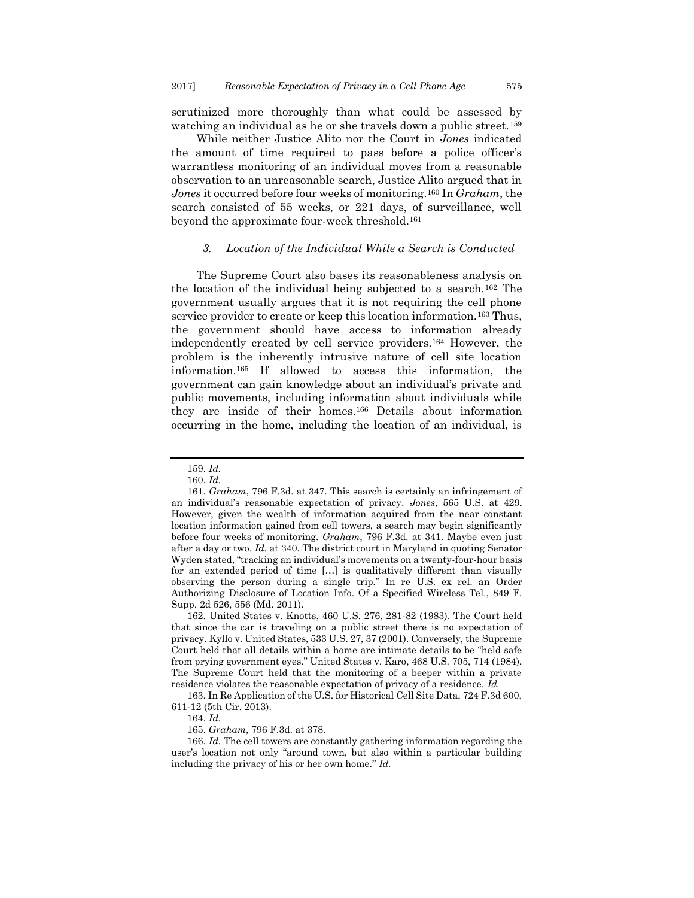scrutinized more thoroughly than what could be assessed by watching an individual as he or she travels down a public street.[159]

While neither Justice Alito nor the Court in *Jones* indicated the amount of time required to pass before a police officer's warrantless monitoring of an individual moves from a reasonable observation to an unreasonable search, Justice Alito argued that in *Jones* it occurred before four weeks of monitoring.[160] In *Graham*, the search consisted of 55 weeks, or 221 days, of surveillance, well beyond the approximate four-week threshold.[161]

### *3. Location of the Individual While a Search is Conducted*

The Supreme Court also bases its reasonableness analysis on the location of the individual being subjected to a search.[162] The government usually argues that it is not requiring the cell phone service provider to create or keep this location information.[163] Thus, the government should have access to information already independently created by cell service providers.[164] However, the problem is the inherently intrusive nature of cell site location information.[165] If allowed to access this information, the government can gain knowledge about an individual's private and public movements, including information about individuals while they are inside of their homes.[166] Details about information occurring in the home, including the location of an individual, is

---

159. *Id.*

160. *Id.*

161. *Graham*, 796 F.3d. at 347. This search is certainly an infringement of an individual's reasonable expectation of privacy. *Jones*, 565 U.S. at 429. However, given the wealth of information acquired from the near constant location information gained from cell towers, a search may begin significantly before four weeks of monitoring. *Graham*, 796 F.3d. at 341. Maybe even just after a day or two. *Id.* at 340. The district court in Maryland in quoting Senator Wyden stated, "tracking an individual's movements on a twenty-four-hour basis for an extended period of time […] is qualitatively different than visually observing the person during a single trip." In re U.S. ex rel. an Order Authorizing Disclosure of Location Info. Of a Specified Wireless Tel., 849 F. Supp. 2d 526, 556 (Md. 2011).

162. United States v. Knotts, 460 U.S. 276, 281-82 (1983). The Court held that since the car is traveling on a public street there is no expectation of privacy. Kyllo v. United States, 533 U.S. 27, 37 (2001). Conversely, the Supreme Court held that all details within a home are intimate details to be "held safe from prying government eyes." United States v. Karo, 468 U.S. 705, 714 (1984). The Supreme Court held that the monitoring of a beeper within a private residence violates the reasonable expectation of privacy of a residence. *Id.*

163. In Re Application of the U.S. for Historical Cell Site Data, 724 F.3d 600, 611-12 (5th Cir. 2013).

164. *Id.*

165. *Graham*, 796 F.3d. at 378.

166. *Id.* The cell towers are constantly gathering information regarding the user's location not only "around town, but also within a particular building including the privacy of his or her own home." *Id.*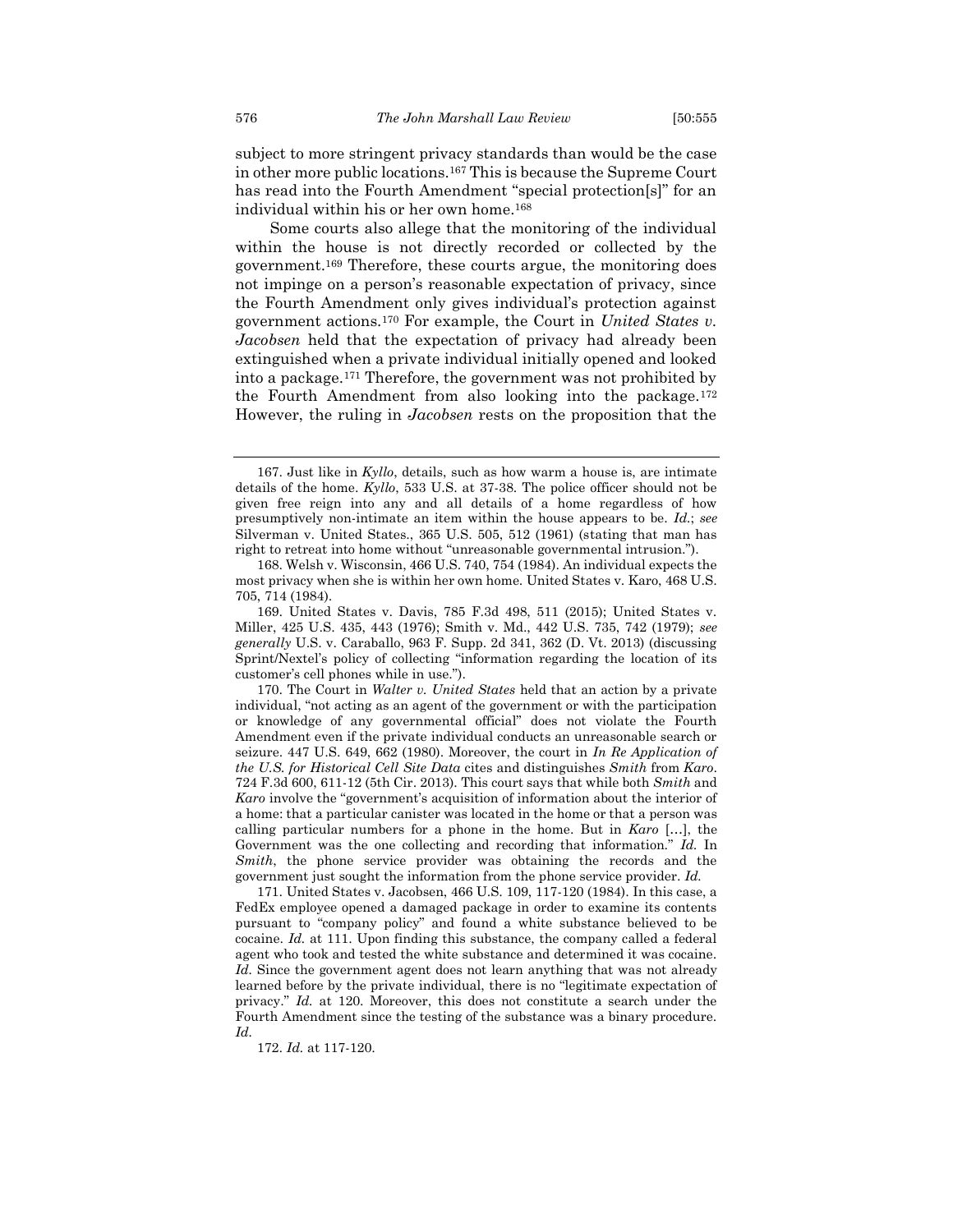subject to more stringent privacy standards than would be the case in other more public locations.[167] This is because the Supreme Court has read into the Fourth Amendment "special protection[s]" for an individual within his or her own home.[168]

Some courts also allege that the monitoring of the individual within the house is not directly recorded or collected by the government.[169] Therefore, these courts argue, the monitoring does not impinge on a person's reasonable expectation of privacy, since the Fourth Amendment only gives individual's protection against government actions.[170] For example, the Court in *United States v. Jacobsen* held that the expectation of privacy had already been extinguished when a private individual initially opened and looked into a package.[171] Therefore, the government was not prohibited by the Fourth Amendment from also looking into the package.[172] However, the ruling in *Jacobsen* rests on the proposition that the

---

167. Just like in *Kyllo*, details, such as how warm a house is, are intimate details of the home. *Kyllo*, 533 U.S. at 37-38. The police officer should not be given free reign into any and all details of a home regardless of how presumptively non-intimate an item within the house appears to be. *Id.*; *see* Silverman v. United States., 365 U.S. 505, 512 (1961) (stating that man has right to retreat into home without "unreasonable governmental intrusion.").

168. Welsh v. Wisconsin, 466 U.S. 740, 754 (1984). An individual expects the most privacy when she is within her own home. United States v. Karo, 468 U.S. 705, 714 (1984).

169. United States v. Davis, 785 F.3d 498, 511 (2015); United States v. Miller, 425 U.S. 435, 443 (1976); Smith v. Md., 442 U.S. 735, 742 (1979); *see generally* U.S. v. Caraballo, 963 F. Supp. 2d 341, 362 (D. Vt. 2013) (discussing Sprint/Nextel's policy of collecting "information regarding the location of its customer's cell phones while in use.").

170. The Court in *Walter v. United States* held that an action by a private individual, "not acting as an agent of the government or with the participation or knowledge of any governmental official" does not violate the Fourth Amendment even if the private individual conducts an unreasonable search or seizure. 447 U.S. 649, 662 (1980). Moreover, the court in *In Re Application of the U.S. for Historical Cell Site Data* cites and distinguishes *Smith* from *Karo*. 724 F.3d 600, 611-12 (5th Cir. 2013). This court says that while both *Smith* and *Karo* involve the "government's acquisition of information about the interior of a home: that a particular canister was located in the home or that a person was calling particular numbers for a phone in the home. But in *Karo* […], the Government was the one collecting and recording that information." *Id.* In *Smith*, the phone service provider was obtaining the records and the government just sought the information from the phone service provider. *Id.*

171. United States v. Jacobsen, 466 U.S. 109, 117-120 (1984). In this case, a FedEx employee opened a damaged package in order to examine its contents pursuant to "company policy" and found a white substance believed to be cocaine. *Id.* at 111. Upon finding this substance, the company called a federal agent who took and tested the white substance and determined it was cocaine. *Id*. Since the government agent does not learn anything that was not already learned before by the private individual, there is no "legitimate expectation of privacy." *Id.* at 120. Moreover, this does not constitute a search under the Fourth Amendment since the testing of the substance was a binary procedure. *Id.*

172. *Id.* at 117-120.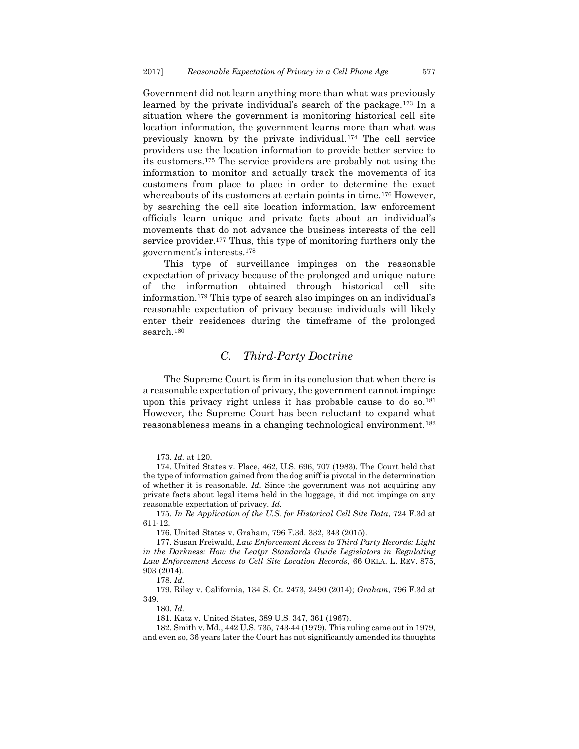Government did not learn anything more than what was previously learned by the private individual's search of the package.[173] In a situation where the government is monitoring historical cell site location information, the government learns more than what was previously known by the private individual.[174] The cell service providers use the location information to provide better service to its customers.[175] The service providers are probably not using the information to monitor and actually track the movements of its customers from place to place in order to determine the exact whereabouts of its customers at certain points in time.[176] However, by searching the cell site location information, law enforcement officials learn unique and private facts about an individual's movements that do not advance the business interests of the cell service provider.[177] Thus, this type of monitoring furthers only the government's interests.[178]

This type of surveillance impinges on the reasonable expectation of privacy because of the prolonged and unique nature of the information obtained through historical cell site information.[179] This type of search also impinges on an individual's reasonable expectation of privacy because individuals will likely enter their residences during the timeframe of the prolonged search.[180]

## *C. Third-Party Doctrine*

The Supreme Court is firm in its conclusion that when there is a reasonable expectation of privacy, the government cannot impinge upon this privacy right unless it has probable cause to do so.[181] However, the Supreme Court has been reluctant to expand what reasonableness means in a changing technological environment.[182]

---

173. *Id.* at 120.

174. United States v. Place, 462, U.S. 696, 707 (1983). The Court held that the type of information gained from the dog sniff is pivotal in the determination of whether it is reasonable. *Id.* Since the government was not acquiring any private facts about legal items held in the luggage, it did not impinge on any reasonable expectation of privacy. *Id.*

175. *In Re Application of the U.S. for Historical Cell Site Data*, 724 F.3d at 611-12.

176. United States v. Graham, 796 F.3d. 332, 343 (2015).

177. Susan Freiwald, *Law Enforcement Access to Third Party Records: Light in the Darkness: How the Leatpr Standards Guide Legislators in Regulating Law Enforcement Access to Cell Site Location Records*, 66 OKLA. L. REV. 875, 903 (2014).

178. *Id.*

179. Riley v. California, 134 S. Ct. 2473, 2490 (2014); *Graham*, 796 F.3d at 349.

180. *Id.*

181. Katz v. United States, 389 U.S. 347, 361 (1967).

182. Smith v. Md., 442 U.S. 735, 743-44 (1979). This ruling came out in 1979, and even so, 36 years later the Court has not significantly amended its thoughts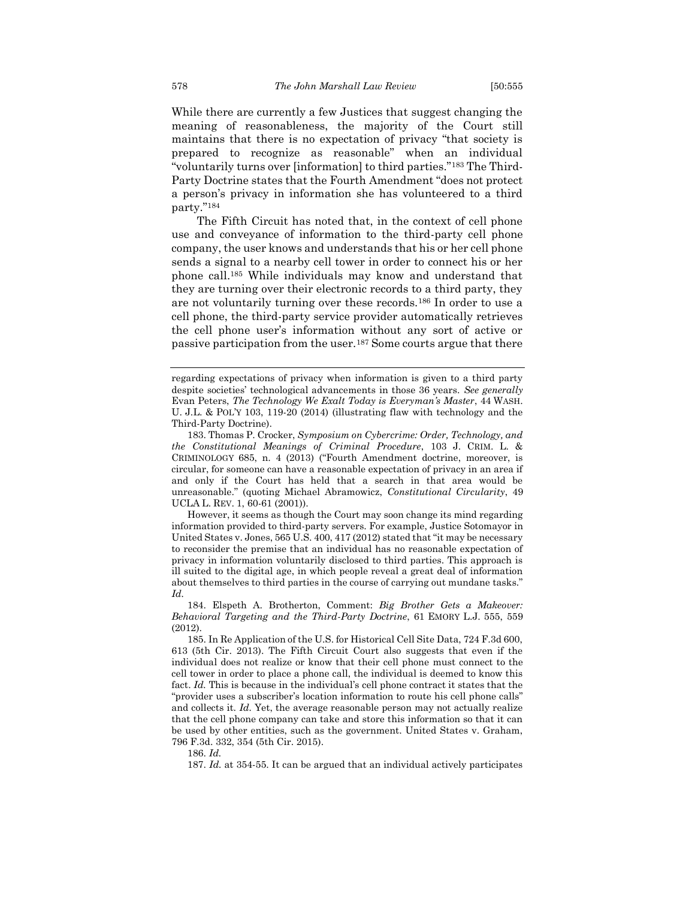While there are currently a few Justices that suggest changing the meaning of reasonableness, the majority of the Court still maintains that there is no expectation of privacy "that society is prepared to recognize as reasonable" when an individual "voluntarily turns over [information] to third parties."[183] The Third-Party Doctrine states that the Fourth Amendment "does not protect a person's privacy in information she has volunteered to a third party."[184]

The Fifth Circuit has noted that, in the context of cell phone use and conveyance of information to the third-party cell phone company, the user knows and understands that his or her cell phone sends a signal to a nearby cell tower in order to connect his or her phone call.[185] While individuals may know and understand that they are turning over their electronic records to a third party, they are not voluntarily turning over these records.[186] In order to use a cell phone, the third-party service provider automatically retrieves the cell phone user's information without any sort of active or passive participation from the user.[187] Some courts argue that there

---

regarding expectations of privacy when information is given to a third party despite societies' technological advancements in those 36 years. *See generally* Evan Peters, *The Technology We Exalt Today is Everyman's Master*, 44 WASH. U. J.L. & POL'Y 103, 119-20 (2014) (illustrating flaw with technology and the Third-Party Doctrine).

183. Thomas P. Crocker, *Symposium on Cybercrime: Order, Technology, and the Constitutional Meanings of Criminal Procedure*, 103 J. CRIM. L. & CRIMINOLOGY 685, n. 4 (2013) ("Fourth Amendment doctrine, moreover, is circular, for someone can have a reasonable expectation of privacy in an area if and only if the Court has held that a search in that area would be unreasonable." (quoting Michael Abramowicz, *Constitutional Circularity*, 49 UCLA L. REV. 1, 60-61 (2001)).

However, it seems as though the Court may soon change its mind regarding information provided to third-party servers. For example, Justice Sotomayor in United States v. Jones, 565 U.S. 400, 417 (2012) stated that "it may be necessary to reconsider the premise that an individual has no reasonable expectation of privacy in information voluntarily disclosed to third parties. This approach is ill suited to the digital age, in which people reveal a great deal of information about themselves to third parties in the course of carrying out mundane tasks." *Id.*

184. Elspeth A. Brotherton, Comment: *Big Brother Gets a Makeover: Behavioral Targeting and the Third-Party Doctrine*, 61 EMORY L.J. 555, 559 (2012).

185. In Re Application of the U.S. for Historical Cell Site Data, 724 F.3d 600, 613 (5th Cir. 2013). The Fifth Circuit Court also suggests that even if the individual does not realize or know that their cell phone must connect to the cell tower in order to place a phone call, the individual is deemed to know this fact. *Id.* This is because in the individual's cell phone contract it states that the "provider uses a subscriber's location information to route his cell phone calls" and collects it. *Id*. Yet, the average reasonable person may not actually realize that the cell phone company can take and store this information so that it can be used by other entities, such as the government. United States v. Graham, 796 F.3d. 332, 354 (5th Cir. 2015).

186. *Id.*

187. *Id.* at 354-55. It can be argued that an individual actively participates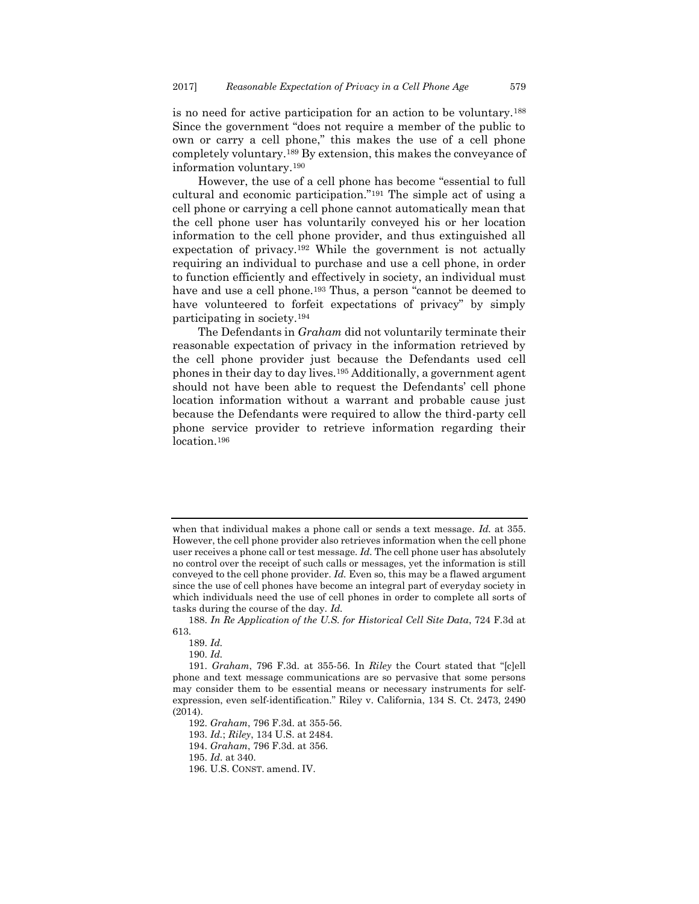is no need for active participation for an action to be voluntary.[188] Since the government "does not require a member of the public to own or carry a cell phone," this makes the use of a cell phone completely voluntary.[189] By extension, this makes the conveyance of information voluntary.[190]

However, the use of a cell phone has become "essential to full cultural and economic participation."[191] The simple act of using a cell phone or carrying a cell phone cannot automatically mean that the cell phone user has voluntarily conveyed his or her location information to the cell phone provider, and thus extinguished all expectation of privacy.[192] While the government is not actually requiring an individual to purchase and use a cell phone, in order to function efficiently and effectively in society, an individual must have and use a cell phone.[193] Thus, a person "cannot be deemed to have volunteered to forfeit expectations of privacy" by simply participating in society.[194]

The Defendants in *Graham* did not voluntarily terminate their reasonable expectation of privacy in the information retrieved by the cell phone provider just because the Defendants used cell phones in their day to day lives.[195] Additionally, a government agent should not have been able to request the Defendants' cell phone location information without a warrant and probable cause just because the Defendants were required to allow the third-party cell phone service provider to retrieve information regarding their location.[196]

---

when that individual makes a phone call or sends a text message. *Id.* at 355. However, the cell phone provider also retrieves information when the cell phone user receives a phone call or test message. *Id.* The cell phone user has absolutely no control over the receipt of such calls or messages, yet the information is still conveyed to the cell phone provider. *Id.* Even so, this may be a flawed argument since the use of cell phones have become an integral part of everyday society in which individuals need the use of cell phones in order to complete all sorts of tasks during the course of the day. *Id.*

188. *In Re Application of the U.S. for Historical Cell Site Data*, 724 F.3d at 613.

189. *Id.*

190. *Id.*

191. *Graham*, 796 F.3d. at 355-56. In *Riley* the Court stated that "[c]ell phone and text message communications are so pervasive that some persons may consider them to be essential means or necessary instruments for self-expression, even self-identification." Riley v. California, 134 S. Ct. 2473, 2490 (2014).

192. *Graham*, 796 F.3d. at 355-56.

193. *Id.*; *Riley*, 134 U.S. at 2484.

194. *Graham*, 796 F.3d. at 356.

195. *Id.* at 340.

196. U.S. CONST. amend. IV.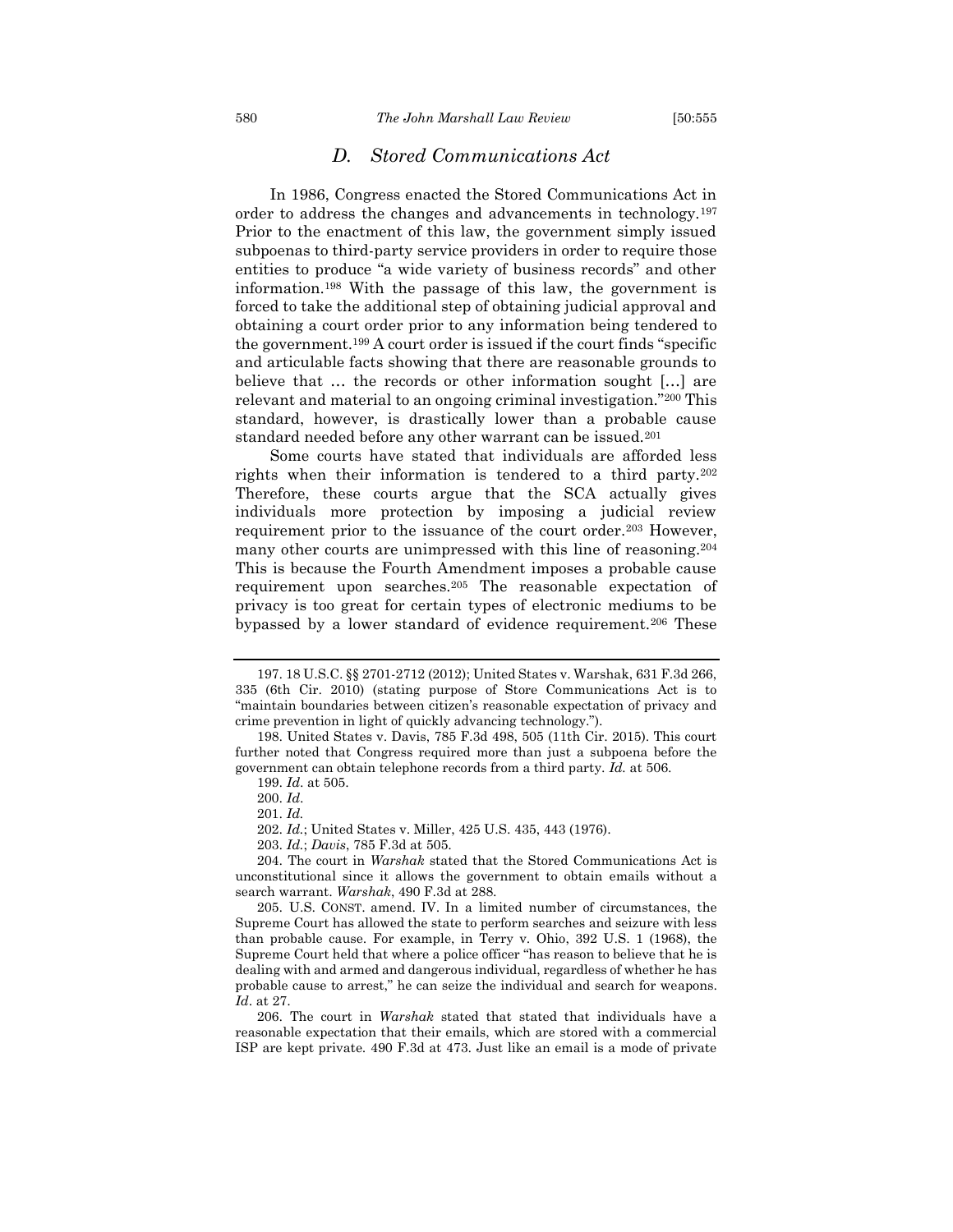### *D. Stored Communications Act*

In 1986, Congress enacted the Stored Communications Act in order to address the changes and advancements in technology.[197] Prior to the enactment of this law, the government simply issued subpoenas to third-party service providers in order to require those entities to produce "a wide variety of business records" and other information.[198] With the passage of this law, the government is forced to take the additional step of obtaining judicial approval and obtaining a court order prior to any information being tendered to the government.[199] A court order is issued if the court finds "specific and articulable facts showing that there are reasonable grounds to believe that … the records or other information sought […] are relevant and material to an ongoing criminal investigation."[200] This standard, however, is drastically lower than a probable cause standard needed before any other warrant can be issued.[201]

Some courts have stated that individuals are afforded less rights when their information is tendered to a third party.[202] Therefore, these courts argue that the SCA actually gives individuals more protection by imposing a judicial review requirement prior to the issuance of the court order.[203] However, many other courts are unimpressed with this line of reasoning.[204] This is because the Fourth Amendment imposes a probable cause requirement upon searches.[205] The reasonable expectation of privacy is too great for certain types of electronic mediums to be bypassed by a lower standard of evidence requirement.[206] These

---

197. 18 U.S.C. §§ 2701-2712 (2012); United States v. Warshak, 631 F.3d 266, 335 (6th Cir. 2010) (stating purpose of Store Communications Act is to "maintain boundaries between citizen's reasonable expectation of privacy and crime prevention in light of quickly advancing technology.").

198. United States v. Davis, 785 F.3d 498, 505 (11th Cir. 2015). This court further noted that Congress required more than just a subpoena before the government can obtain telephone records from a third party. *Id.* at 506.

199. *Id*. at 505.

200. *Id*.

201. *Id.*

202. *Id.*; United States v. Miller, 425 U.S. 435, 443 (1976).

203. *Id.*; *Davis*, 785 F.3d at 505.

204. The court in *Warshak* stated that the Stored Communications Act is unconstitutional since it allows the government to obtain emails without a search warrant. *Warshak*, 490 F.3d at 288.

205. U.S. CONST. amend. IV. In a limited number of circumstances, the Supreme Court has allowed the state to perform searches and seizure with less than probable cause. For example, in Terry v. Ohio, 392 U.S. 1 (1968), the Supreme Court held that where a police officer "has reason to believe that he is dealing with and armed and dangerous individual, regardless of whether he has probable cause to arrest," he can seize the individual and search for weapons. *Id*. at 27.

206. The court in *Warshak* stated that stated that individuals have a reasonable expectation that their emails, which are stored with a commercial ISP are kept private. 490 F.3d at 473. Just like an email is a mode of private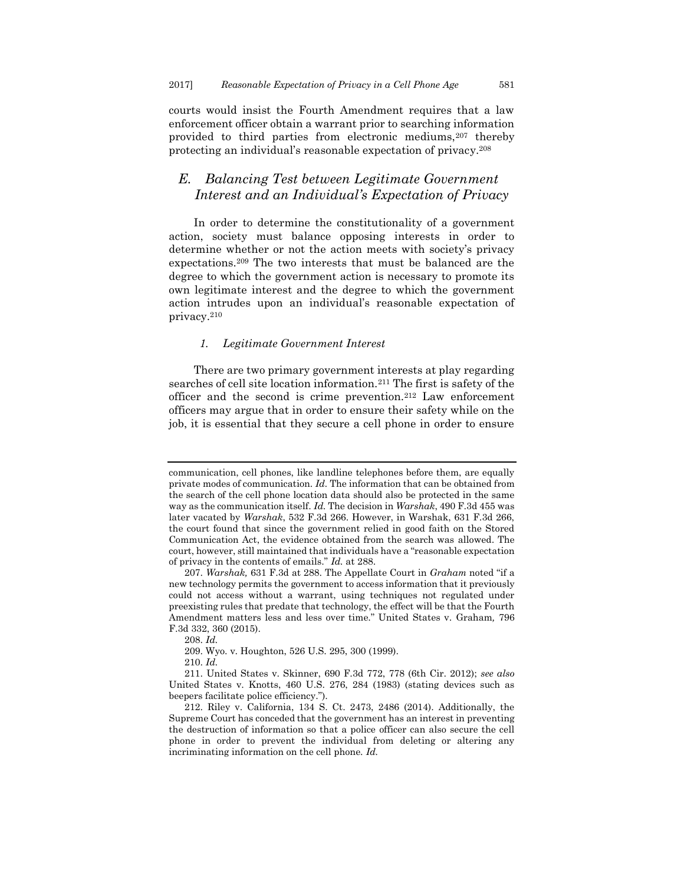courts would insist the Fourth Amendment requires that a law enforcement officer obtain a warrant prior to searching information provided to third parties from electronic mediums,[207] thereby protecting an individual's reasonable expectation of privacy.[208]

## *E. Balancing Test between Legitimate Government Interest and an Individual's Expectation of Privacy*

In order to determine the constitutionality of a government action, society must balance opposing interests in order to determine whether or not the action meets with society's privacy expectations.[209] The two interests that must be balanced are the degree to which the government action is necessary to promote its own legitimate interest and the degree to which the government action intrudes upon an individual's reasonable expectation of privacy.[210]

### *1. Legitimate Government Interest*

There are two primary government interests at play regarding searches of cell site location information.[211] The first is safety of the officer and the second is crime prevention.[212] Law enforcement officers may argue that in order to ensure their safety while on the job, it is essential that they secure a cell phone in order to ensure

---

communication, cell phones, like landline telephones before them, are equally private modes of communication. *Id.* The information that can be obtained from the search of the cell phone location data should also be protected in the same way as the communication itself. *Id.* The decision in *Warshak*, 490 F.3d 455 was later vacated by *Warshak*, 532 F.3d 266. However, in Warshak, 631 F.3d 266, the court found that since the government relied in good faith on the Stored Communication Act, the evidence obtained from the search was allowed. The court, however, still maintained that individuals have a "reasonable expectation of privacy in the contents of emails." *Id.* at 288.

207. *Warshak,* 631 F.3d at 288. The Appellate Court in *Graham* noted "if a new technology permits the government to access information that it previously could not access without a warrant, using techniques not regulated under preexisting rules that predate that technology, the effect will be that the Fourth Amendment matters less and less over time." United States v. Graham*,* 796 F.3d 332, 360 (2015).

208. *Id.*

209. Wyo. v. Houghton, 526 U.S. 295, 300 (1999).

210. *Id.*

211. United States v. Skinner, 690 F.3d 772, 778 (6th Cir. 2012); *see also* United States v. Knotts, 460 U.S. 276, 284 (1983) (stating devices such as beepers facilitate police efficiency.").

212. Riley v. California, 134 S. Ct. 2473, 2486 (2014). Additionally, the Supreme Court has conceded that the government has an interest in preventing the destruction of information so that a police officer can also secure the cell phone in order to prevent the individual from deleting or altering any incriminating information on the cell phone. *Id.*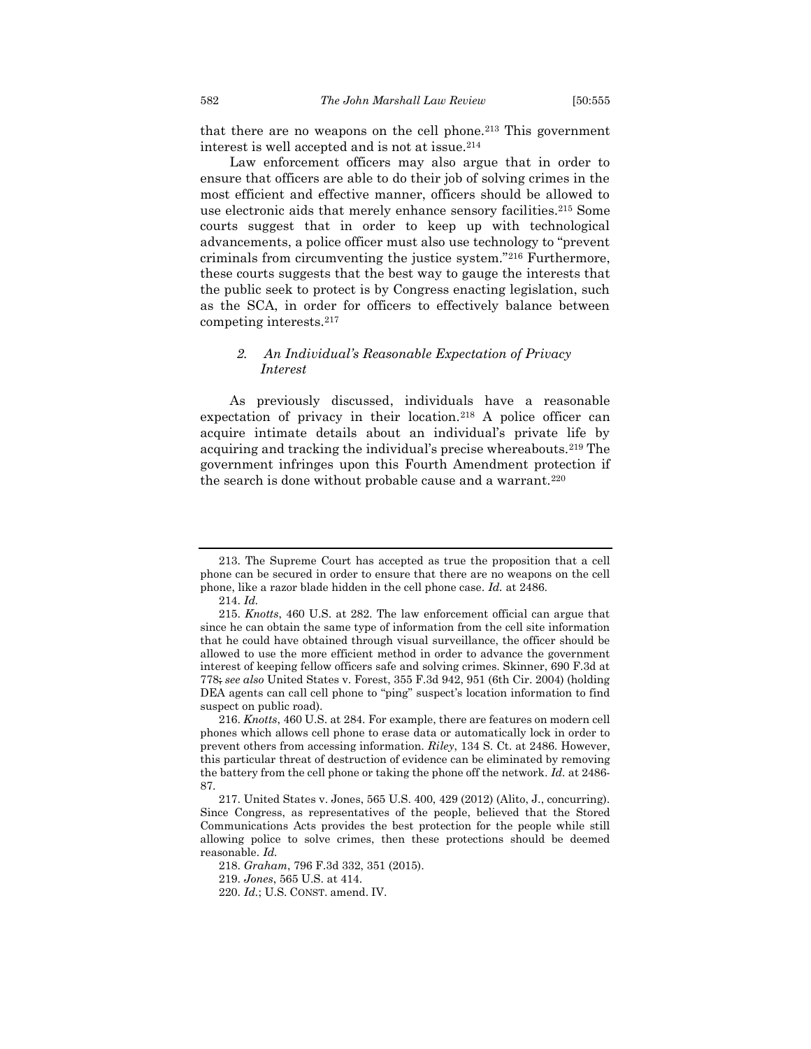that there are no weapons on the cell phone.[213] This government interest is well accepted and is not at issue.[214]

Law enforcement officers may also argue that in order to ensure that officers are able to do their job of solving crimes in the most efficient and effective manner, officers should be allowed to use electronic aids that merely enhance sensory facilities.[215] Some courts suggest that in order to keep up with technological advancements, a police officer must also use technology to "prevent criminals from circumventing the justice system."[216] Furthermore, these courts suggests that the best way to gauge the interests that the public seek to protect is by Congress enacting legislation, such as the SCA, in order for officers to effectively balance between competing interests.[217]

### *2. An Individual's Reasonable Expectation of Privacy Interest*

As previously discussed, individuals have a reasonable expectation of privacy in their location.[218] A police officer can acquire intimate details about an individual's private life by acquiring and tracking the individual's precise whereabouts.[219] The government infringes upon this Fourth Amendment protection if the search is done without probable cause and a warrant.[220]

---

213. The Supreme Court has accepted as true the proposition that a cell phone can be secured in order to ensure that there are no weapons on the cell phone, like a razor blade hidden in the cell phone case. *Id.* at 2486.

214. *Id.*

215. *Knotts*, 460 U.S. at 282. The law enforcement official can argue that since he can obtain the same type of information from the cell site information that he could have obtained through visual surveillance, the officer should be allowed to use the more efficient method in order to advance the government interest of keeping fellow officers safe and solving crimes. Skinner, 690 F.3d at 778; *see also* United States v. Forest, 355 F.3d 942, 951 (6th Cir. 2004) (holding DEA agents can call cell phone to "ping" suspect's location information to find suspect on public road).

216. *Knotts*, 460 U.S. at 284. For example, there are features on modern cell phones which allows cell phone to erase data or automatically lock in order to prevent others from accessing information. *Riley*, 134 S. Ct. at 2486. However, this particular threat of destruction of evidence can be eliminated by removing the battery from the cell phone or taking the phone off the network. *Id.* at 2486-87.

217. United States v. Jones, 565 U.S. 400, 429 (2012) (Alito, J., concurring). Since Congress, as representatives of the people, believed that the Stored Communications Acts provides the best protection for the people while still allowing police to solve crimes, then these protections should be deemed reasonable. *Id.*

218. *Graham*, 796 F.3d 332, 351 (2015).

219. *Jones*, 565 U.S. at 414.

220. *Id.*; U.S. CONST. amend. IV.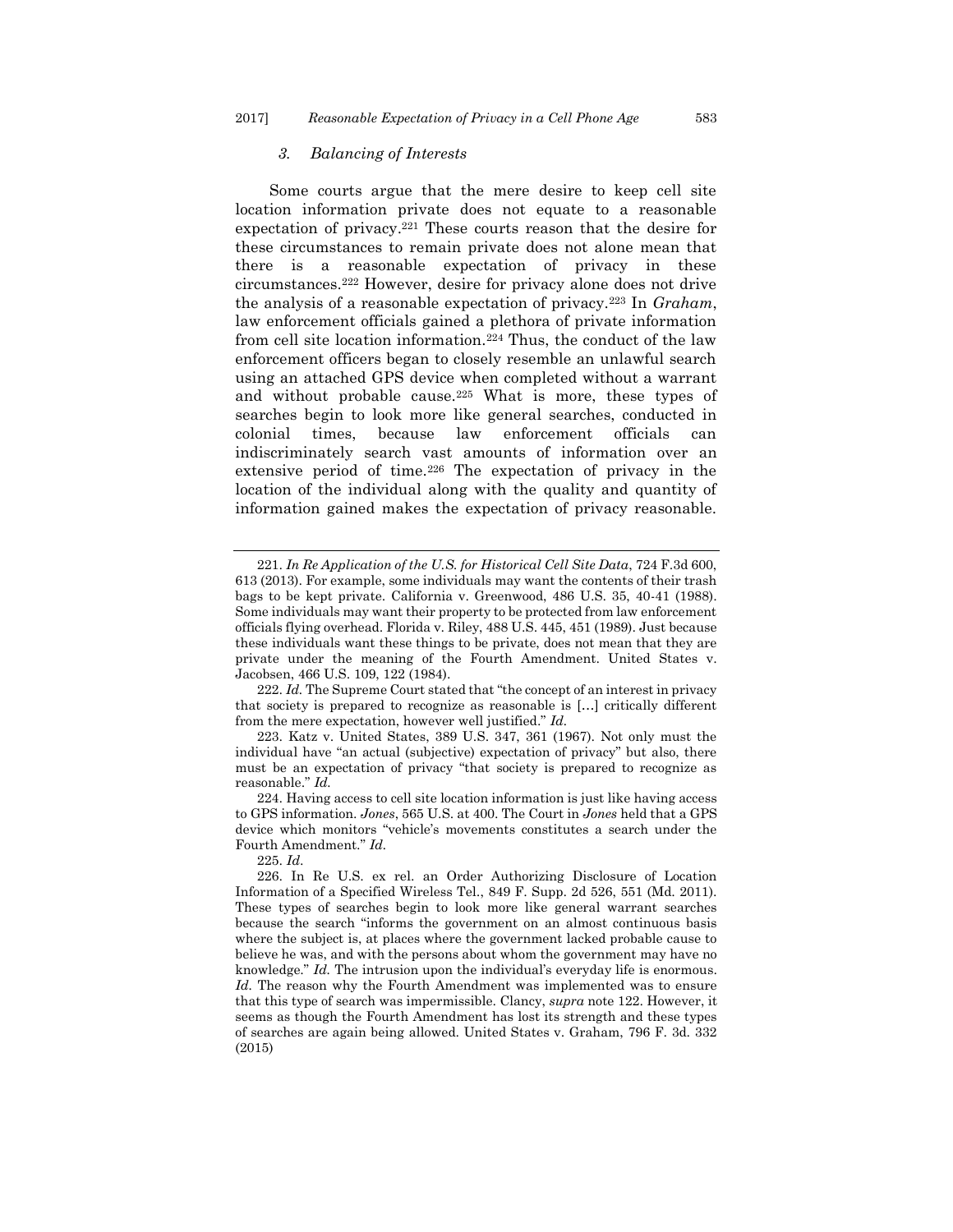### *3. Balancing of Interests*

Some courts argue that the mere desire to keep cell site location information private does not equate to a reasonable expectation of privacy.[221] These courts reason that the desire for these circumstances to remain private does not alone mean that there is a reasonable expectation of privacy in these circumstances.[222] However, desire for privacy alone does not drive the analysis of a reasonable expectation of privacy.[223] In *Graham*, law enforcement officials gained a plethora of private information from cell site location information.[224] Thus, the conduct of the law enforcement officers began to closely resemble an unlawful search using an attached GPS device when completed without a warrant and without probable cause.[225] What is more, these types of searches begin to look more like general searches, conducted in colonial times, because law enforcement officials can indiscriminately search vast amounts of information over an extensive period of time.[226] The expectation of privacy in the location of the individual along with the quality and quantity of information gained makes the expectation of privacy reasonable.

---

221. *In Re Application of the U.S. for Historical Cell Site Data*, 724 F.3d 600, 613 (2013). For example, some individuals may want the contents of their trash bags to be kept private. California v. Greenwood, 486 U.S. 35, 40-41 (1988). Some individuals may want their property to be protected from law enforcement officials flying overhead. Florida v. Riley, 488 U.S. 445, 451 (1989). Just because these individuals want these things to be private, does not mean that they are private under the meaning of the Fourth Amendment. United States v. Jacobsen, 466 U.S. 109, 122 (1984).

222. *Id.* The Supreme Court stated that "the concept of an interest in privacy that society is prepared to recognize as reasonable is [...] critically different from the mere expectation, however well justified." *Id.*

223. Katz v. United States, 389 U.S. 347, 361 (1967). Not only must the individual have "an actual (subjective) expectation of privacy" but also, there must be an expectation of privacy "that society is prepared to recognize as reasonable." *Id.*

224. Having access to cell site location information is just like having access to GPS information. *Jones*, 565 U.S. at 400. The Court in *Jones* held that a GPS device which monitors "vehicle's movements constitutes a search under the Fourth Amendment." *Id.*

225. *Id*.

226. In Re U.S. ex rel. an Order Authorizing Disclosure of Location Information of a Specified Wireless Tel., 849 F. Supp. 2d 526, 551 (Md. 2011). These types of searches begin to look more like general warrant searches because the search "informs the government on an almost continuous basis where the subject is, at places where the government lacked probable cause to believe he was, and with the persons about whom the government may have no knowledge." *Id.* The intrusion upon the individual's everyday life is enormous. *Id*. The reason why the Fourth Amendment was implemented was to ensure that this type of search was impermissible. Clancy, *supra* note 122. However, it seems as though the Fourth Amendment has lost its strength and these types of searches are again being allowed. United States v. Graham, 796 F. 3d. 332 (2015)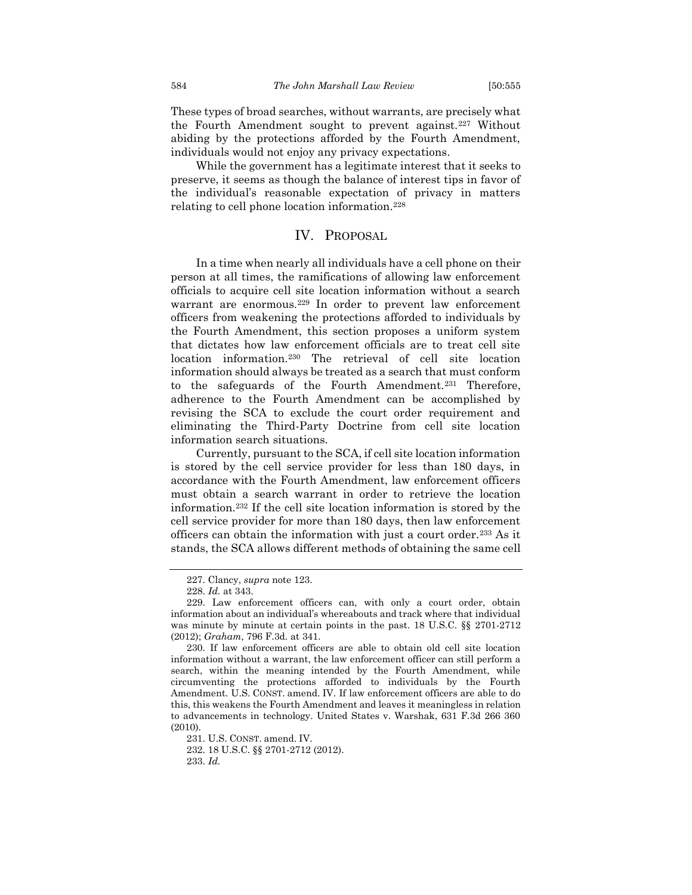These types of broad searches, without warrants, are precisely what the Fourth Amendment sought to prevent against.[227] Without abiding by the protections afforded by the Fourth Amendment, individuals would not enjoy any privacy expectations.

While the government has a legitimate interest that it seeks to preserve, it seems as though the balance of interest tips in favor of the individual's reasonable expectation of privacy in matters relating to cell phone location information.[228]

## IV. PROPOSAL

In a time when nearly all individuals have a cell phone on their person at all times, the ramifications of allowing law enforcement officials to acquire cell site location information without a search warrant are enormous.[229] In order to prevent law enforcement officers from weakening the protections afforded to individuals by the Fourth Amendment, this section proposes a uniform system that dictates how law enforcement officials are to treat cell site location information.[230] The retrieval of cell site location information should always be treated as a search that must conform to the safeguards of the Fourth Amendment.[231] Therefore, adherence to the Fourth Amendment can be accomplished by revising the SCA to exclude the court order requirement and eliminating the Third-Party Doctrine from cell site location information search situations.

Currently, pursuant to the SCA, if cell site location information is stored by the cell service provider for less than 180 days, in accordance with the Fourth Amendment, law enforcement officers must obtain a search warrant in order to retrieve the location information.[232] If the cell site location information is stored by the cell service provider for more than 180 days, then law enforcement officers can obtain the information with just a court order.[233] As it stands, the SCA allows different methods of obtaining the same cell

---

227. Clancy, *supra* note 123.

228. *Id.* at 343.

229. Law enforcement officers can, with only a court order, obtain information about an individual's whereabouts and track where that individual was minute by minute at certain points in the past. 18 U.S.C. §§ 2701-2712 (2012); *Graham*, 796 F.3d. at 341.

230. If law enforcement officers are able to obtain old cell site location information without a warrant, the law enforcement officer can still perform a search, within the meaning intended by the Fourth Amendment, while circumventing the protections afforded to individuals by the Fourth Amendment. U.S. CONST. amend. IV. If law enforcement officers are able to do this, this weakens the Fourth Amendment and leaves it meaningless in relation to advancements in technology. United States v. Warshak, 631 F.3d 266 360 (2010).

231. U.S. CONST. amend. IV.

232. 18 U.S.C. §§ 2701-2712 (2012).

233. *Id.*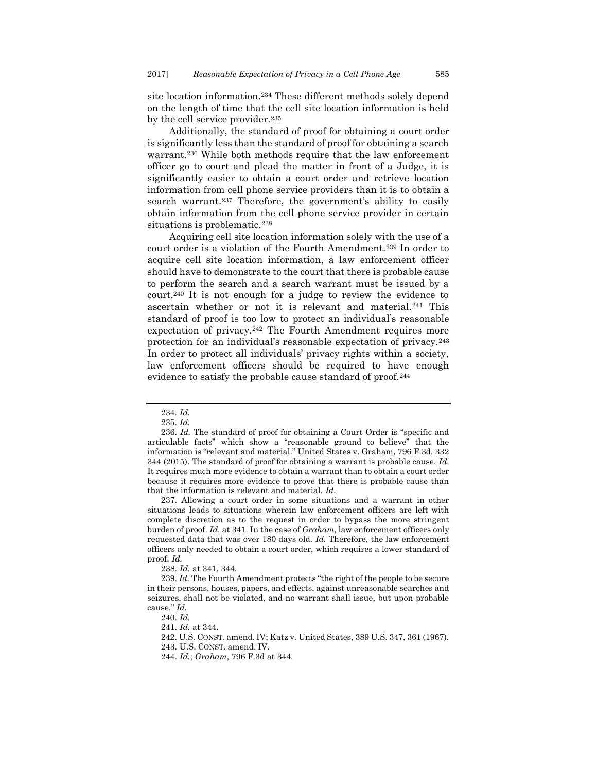site location information.[234] These different methods solely depend on the length of time that the cell site location information is held by the cell service provider.[235]

Additionally, the standard of proof for obtaining a court order is significantly less than the standard of proof for obtaining a search warrant.[236] While both methods require that the law enforcement officer go to court and plead the matter in front of a Judge, it is significantly easier to obtain a court order and retrieve location information from cell phone service providers than it is to obtain a search warrant.[237] Therefore, the government's ability to easily obtain information from the cell phone service provider in certain situations is problematic.[238]

Acquiring cell site location information solely with the use of a court order is a violation of the Fourth Amendment.[239] In order to acquire cell site location information, a law enforcement officer should have to demonstrate to the court that there is probable cause to perform the search and a search warrant must be issued by a court.[240] It is not enough for a judge to review the evidence to ascertain whether or not it is relevant and material.[241] This standard of proof is too low to protect an individual's reasonable expectation of privacy.[242] The Fourth Amendment requires more protection for an individual's reasonable expectation of privacy.[243] In order to protect all individuals' privacy rights within a society, law enforcement officers should be required to have enough evidence to satisfy the probable cause standard of proof.[244]

---

234. *Id.*

235. *Id.*

236. *Id.* The standard of proof for obtaining a Court Order is "specific and articulable facts" which show a "reasonable ground to believe" that the information is "relevant and material." United States v. Graham, 796 F.3d. 332 344 (2015). The standard of proof for obtaining a warrant is probable cause. *Id.* It requires much more evidence to obtain a warrant than to obtain a court order because it requires more evidence to prove that there is probable cause than that the information is relevant and material. *Id.*

237. Allowing a court order in some situations and a warrant in other situations leads to situations wherein law enforcement officers are left with complete discretion as to the request in order to bypass the more stringent burden of proof. *Id.* at 341. In the case of *Graham*, law enforcement officers only requested data that was over 180 days old. *Id.* Therefore, the law enforcement officers only needed to obtain a court order, which requires a lower standard of proof. *Id.*

238. *Id.* at 341, 344.

239. *Id.* The Fourth Amendment protects "the right of the people to be secure in their persons, houses, papers, and effects, against unreasonable searches and seizures, shall not be violated, and no warrant shall issue, but upon probable cause." *Id.*

240. *Id.*

241. *Id.* at 344.

242. U.S. CONST. amend. IV; Katz v. United States, 389 U.S. 347, 361 (1967).

243. U.S. CONST. amend. IV.

244. *Id.*; *Graham*, 796 F.3d at 344.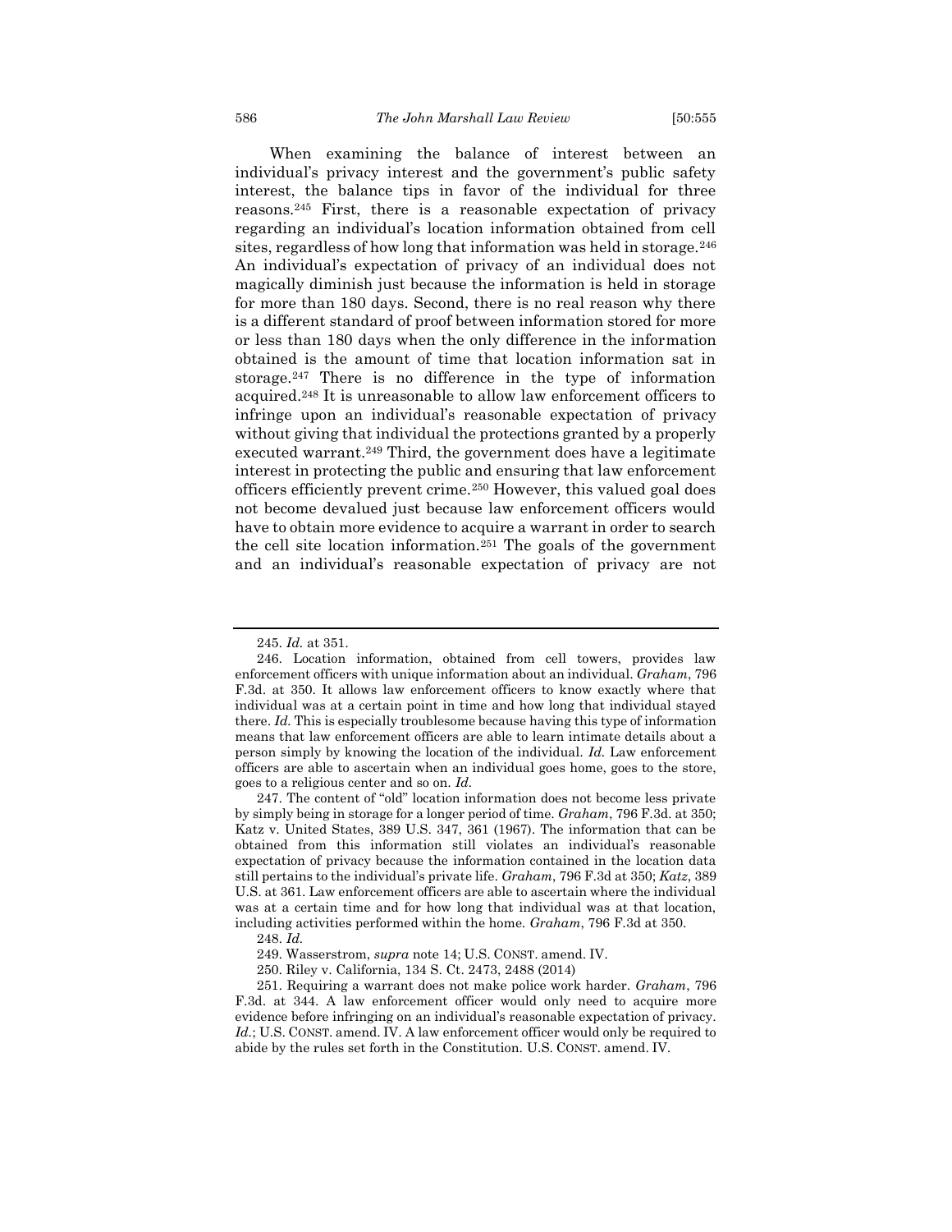When examining the balance of interest between an individual's privacy interest and the government's public safety interest, the balance tips in favor of the individual for three reasons.[245] First, there is a reasonable expectation of privacy regarding an individual's location information obtained from cell sites, regardless of how long that information was held in storage.[246] An individual's expectation of privacy of an individual does not magically diminish just because the information is held in storage for more than 180 days. Second, there is no real reason why there is a different standard of proof between information stored for more or less than 180 days when the only difference in the information obtained is the amount of time that location information sat in storage.[247] There is no difference in the type of information acquired.[248] It is unreasonable to allow law enforcement officers to infringe upon an individual's reasonable expectation of privacy without giving that individual the protections granted by a properly executed warrant.[249] Third, the government does have a legitimate interest in protecting the public and ensuring that law enforcement officers efficiently prevent crime.[250] However, this valued goal does not become devalued just because law enforcement officers would have to obtain more evidence to acquire a warrant in order to search the cell site location information.[251] The goals of the government and an individual's reasonable expectation of privacy are not

---

245. *Id.* at 351.

246. Location information, obtained from cell towers, provides law enforcement officers with unique information about an individual. *Graham*, 796 F.3d. at 350. It allows law enforcement officers to know exactly where that individual was at a certain point in time and how long that individual stayed there. *Id.* This is especially troublesome because having this type of information means that law enforcement officers are able to learn intimate details about a person simply by knowing the location of the individual. *Id.* Law enforcement officers are able to ascertain when an individual goes home, goes to the store, goes to a religious center and so on. *Id.*

247. The content of "old" location information does not become less private by simply being in storage for a longer period of time. *Graham*, 796 F.3d. at 350; Katz v. United States, 389 U.S. 347, 361 (1967). The information that can be obtained from this information still violates an individual's reasonable expectation of privacy because the information contained in the location data still pertains to the individual's private life. *Graham*, 796 F.3d at 350; *Katz*, 389 U.S. at 361. Law enforcement officers are able to ascertain where the individual was at a certain time and for how long that individual was at that location, including activities performed within the home. *Graham*, 796 F.3d at 350.

248. *Id.*

249. Wasserstrom, *supra* note 14; U.S. CONST. amend. IV.

250. Riley v. California, 134 S. Ct. 2473, 2488 (2014)

251. Requiring a warrant does not make police work harder. *Graham*, 796 F.3d. at 344. A law enforcement officer would only need to acquire more evidence before infringing on an individual's reasonable expectation of privacy. *Id.*; U.S. CONST. amend. IV. A law enforcement officer would only be required to abide by the rules set forth in the Constitution. U.S. CONST. amend. IV.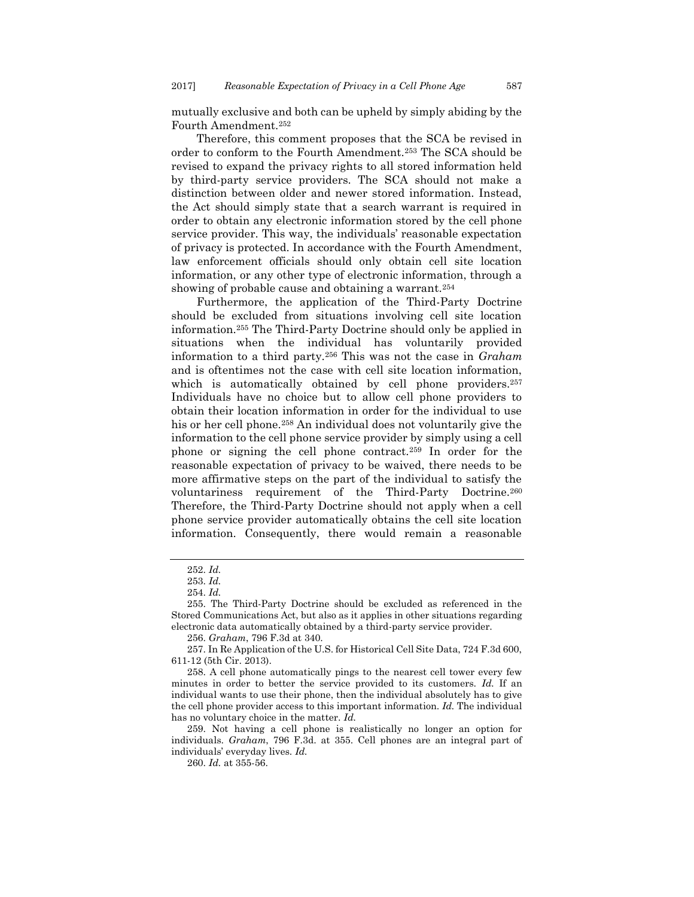mutually exclusive and both can be upheld by simply abiding by the Fourth Amendment.[252]

Therefore, this comment proposes that the SCA be revised in order to conform to the Fourth Amendment.[253] The SCA should be revised to expand the privacy rights to all stored information held by third-party service providers. The SCA should not make a distinction between older and newer stored information. Instead, the Act should simply state that a search warrant is required in order to obtain any electronic information stored by the cell phone service provider. This way, the individuals' reasonable expectation of privacy is protected. In accordance with the Fourth Amendment, law enforcement officials should only obtain cell site location information, or any other type of electronic information, through a showing of probable cause and obtaining a warrant.[254]

Furthermore, the application of the Third-Party Doctrine should be excluded from situations involving cell site location information.[255] The Third-Party Doctrine should only be applied in situations when the individual has voluntarily provided information to a third party.[256] This was not the case in *Graham* and is oftentimes not the case with cell site location information, which is automatically obtained by cell phone providers.[257] Individuals have no choice but to allow cell phone providers to obtain their location information in order for the individual to use his or her cell phone.[258] An individual does not voluntarily give the information to the cell phone service provider by simply using a cell phone or signing the cell phone contract.[259] In order for the reasonable expectation of privacy to be waived, there needs to be more affirmative steps on the part of the individual to satisfy the voluntariness requirement of the Third-Party Doctrine.[260] Therefore, the Third-Party Doctrine should not apply when a cell phone service provider automatically obtains the cell site location information. Consequently, there would remain a reasonable

---

252. *Id.*

253. *Id.*

254. *Id.*

255. The Third-Party Doctrine should be excluded as referenced in the Stored Communications Act, but also as it applies in other situations regarding electronic data automatically obtained by a third-party service provider.

256. *Graham*, 796 F.3d at 340.

257. In Re Application of the U.S. for Historical Cell Site Data, 724 F.3d 600, 611-12 (5th Cir. 2013).

258. A cell phone automatically pings to the nearest cell tower every few minutes in order to better the service provided to its customers. *Id.* If an individual wants to use their phone, then the individual absolutely has to give the cell phone provider access to this important information. *Id.* The individual has no voluntary choice in the matter. *Id.*

259. Not having a cell phone is realistically no longer an option for individuals. *Graham*, 796 F.3d. at 355. Cell phones are an integral part of individuals' everyday lives. *Id.*

260. *Id.* at 355-56.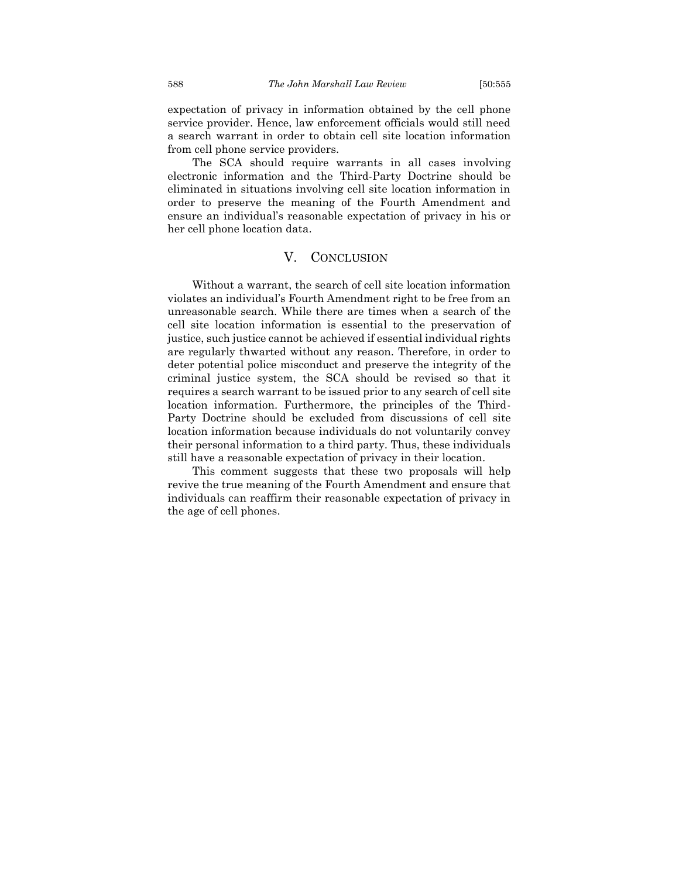expectation of privacy in information obtained by the cell phone service provider. Hence, law enforcement officials would still need a search warrant in order to obtain cell site location information from cell phone service providers.

The SCA should require warrants in all cases involving electronic information and the Third-Party Doctrine should be eliminated in situations involving cell site location information in order to preserve the meaning of the Fourth Amendment and ensure an individual's reasonable expectation of privacy in his or her cell phone location data.

## V. CONCLUSION

Without a warrant, the search of cell site location information violates an individual's Fourth Amendment right to be free from an unreasonable search. While there are times when a search of the cell site location information is essential to the preservation of justice, such justice cannot be achieved if essential individual rights are regularly thwarted without any reason. Therefore, in order to deter potential police misconduct and preserve the integrity of the criminal justice system, the SCA should be revised so that it requires a search warrant to be issued prior to any search of cell site location information. Furthermore, the principles of the Third-Party Doctrine should be excluded from discussions of cell site location information because individuals do not voluntarily convey their personal information to a third party. Thus, these individuals still have a reasonable expectation of privacy in their location.

This comment suggests that these two proposals will help revive the true meaning of the Fourth Amendment and ensure that individuals can reaffirm their reasonable expectation of privacy in the age of cell phones.